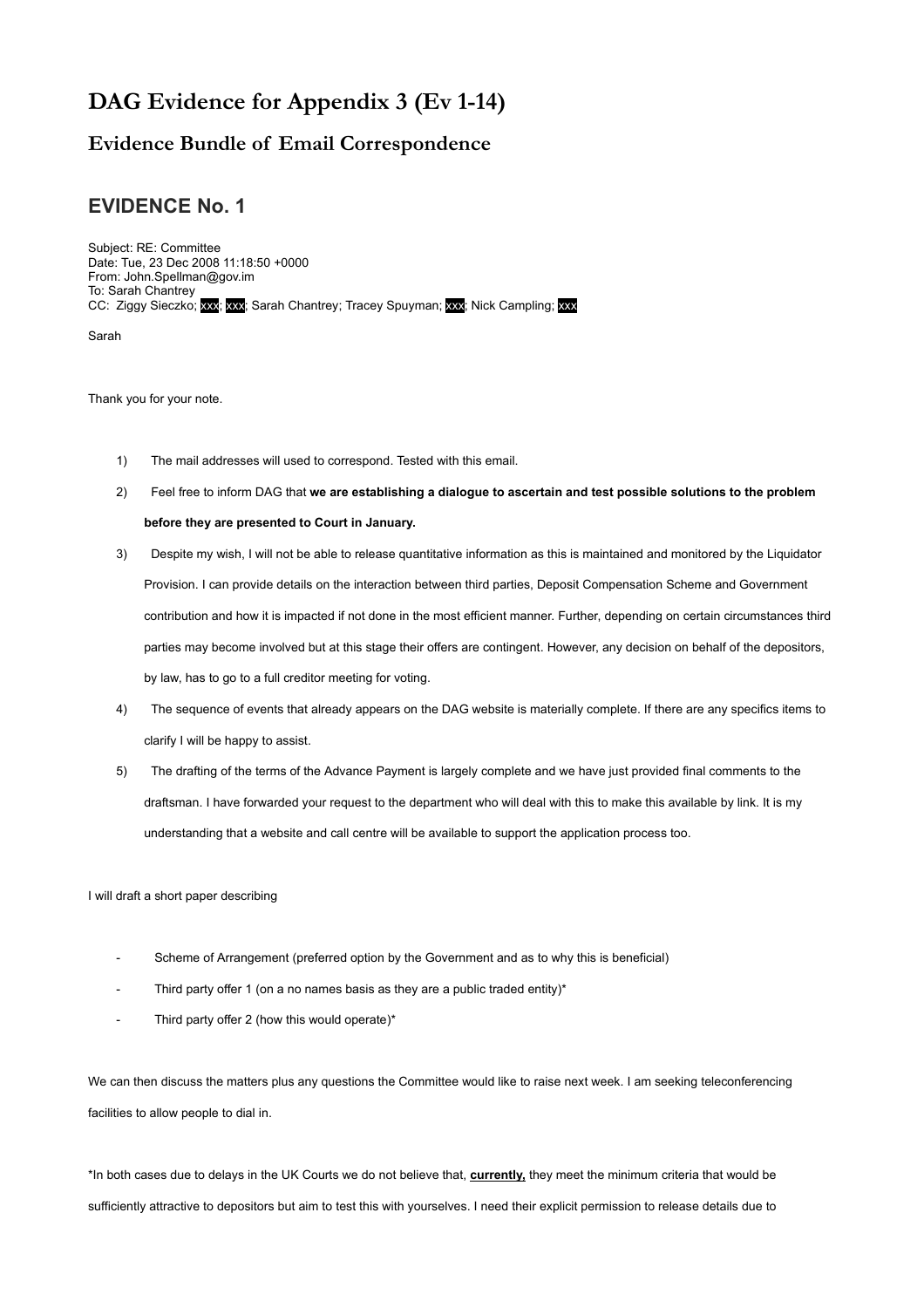# DAG Evidence for Appendix 3 (Ev 1-14)

## Evidence Bundle of Email Correspondence

## EVIDENCE No. 1

Subject: RE: Committee
Date: Tue, 23 Dec 2008 11:18:50 +0000
From: John.Spellman@gov.im
To: Sarah Chantrey
CC: Ziggy Sieczko; xxx; xxx; Sarah Chantrey; Tracey Spuyman; xxx; Nick Campling; xxx

Sarah

Thank you for your note.

1) The mail addresses will used to correspond. Tested with this email.

2) Feel free to inform DAG that **we are establishing a dialogue to ascertain and test possible solutions to the problem before they are presented to Court in January.**

3) Despite my wish, I will not be able to release quantitative information as this is maintained and monitored by the Liquidator Provision. I can provide details on the interaction between third parties, Deposit Compensation Scheme and Government contribution and how it is impacted if not done in the most efficient manner. Further, depending on certain circumstances third parties may become involved but at this stage their offers are contingent. However, any decision on behalf of the depositors, by law, has to go to a full creditor meeting for voting.

4) The sequence of events that already appears on the DAG website is materially complete. If there are any specifics items to clarify I will be happy to assist.

5) The drafting of the terms of the Advance Payment is largely complete and we have just provided final comments to the draftsman. I have forwarded your request to the department who will deal with this to make this available by link. It is my understanding that a website and call centre will be available to support the application process too.

I will draft a short paper describing

- Scheme of Arrangement (preferred option by the Government and as to why this is beneficial)
- Third party offer 1 (on a no names basis as they are a public traded entity)*
- Third party offer 2 (how this would operate)*

We can then discuss the matters plus any questions the Committee would like to raise next week. I am seeking teleconferencing facilities to allow people to dial in.

*In both cases due to delays in the UK Courts we do not believe that, **currently,** they meet the minimum criteria that would be sufficiently attractive to depositors but aim to test this with yourselves. I need their explicit permission to release details due to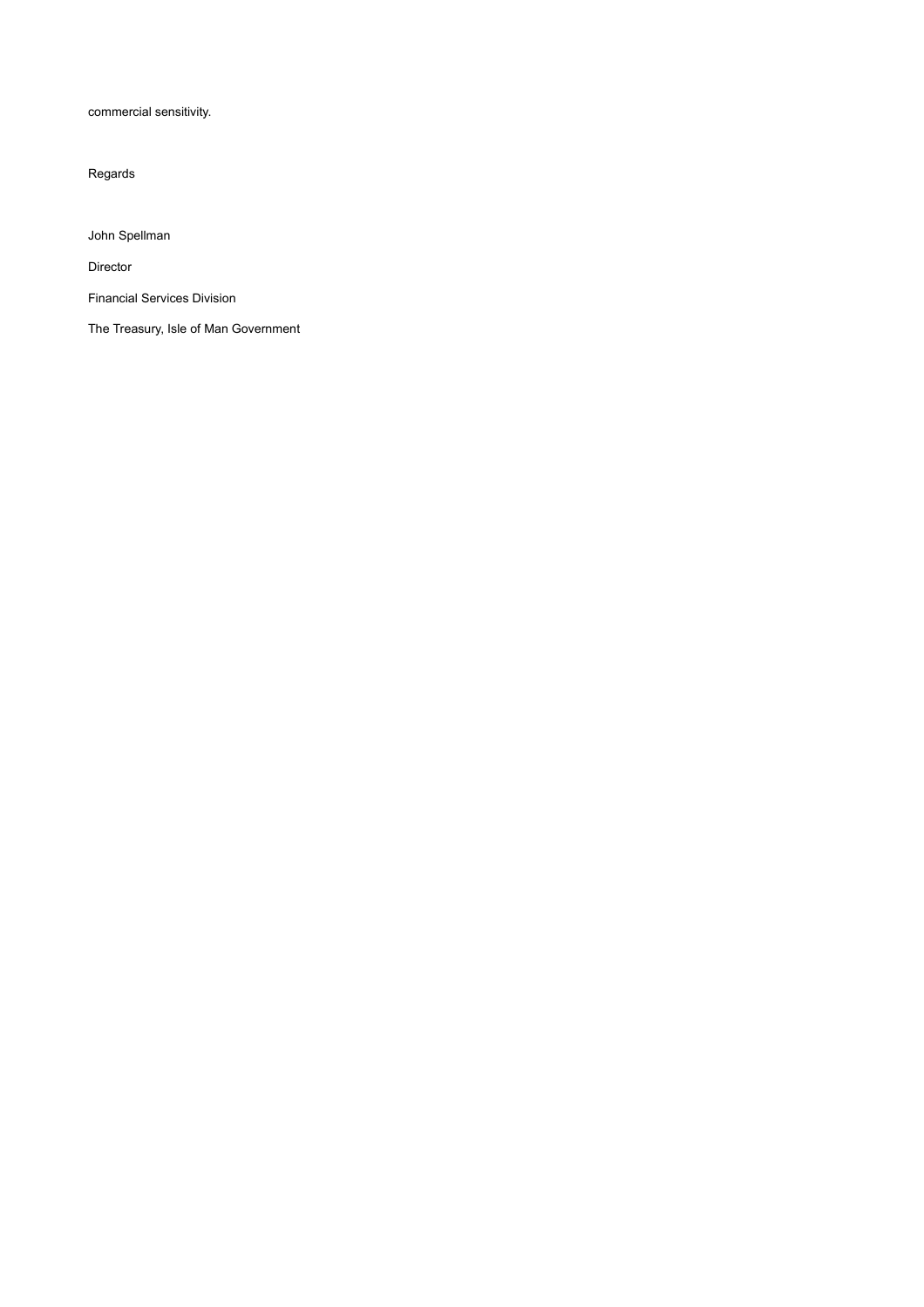commercial sensitivity.

Regards

John Spellman

Director

Financial Services Division

The Treasury, Isle of Man Government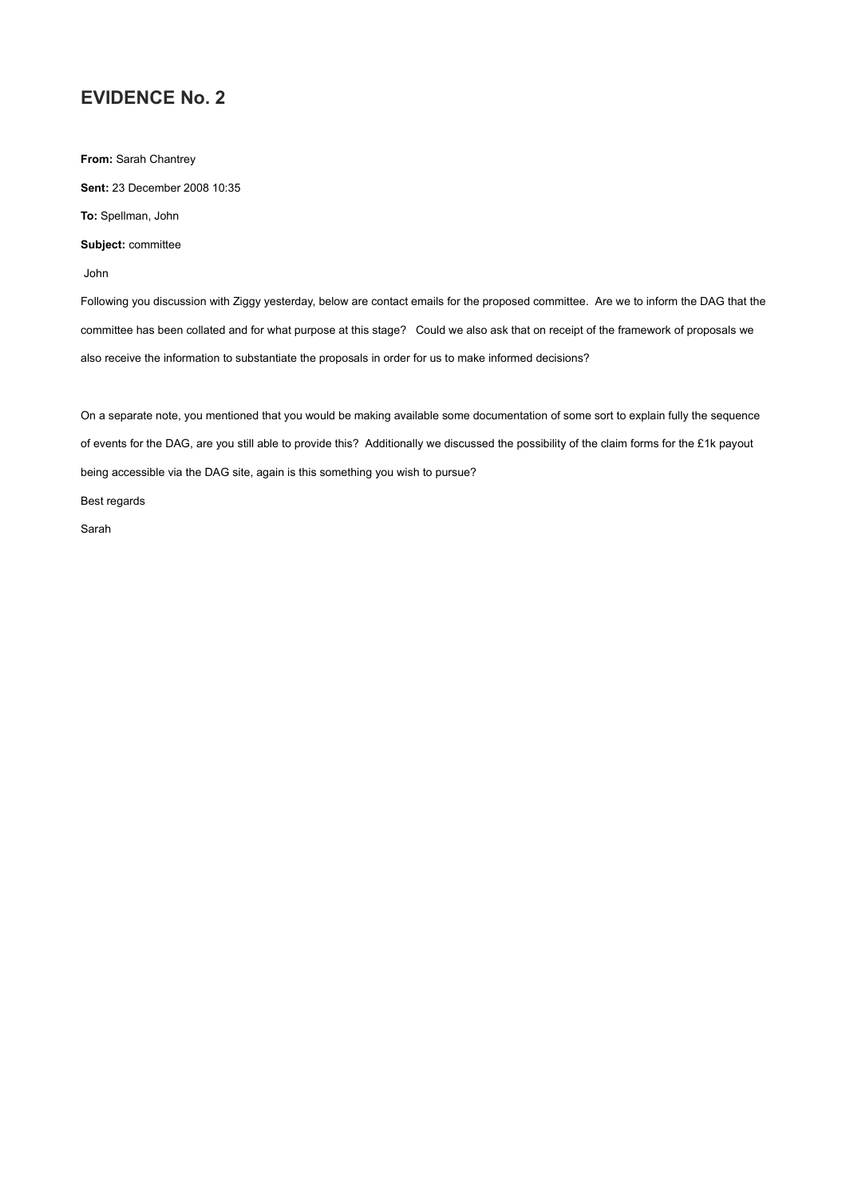## EVIDENCE No. 2

**From:** Sarah Chantrey

**Sent:** 23 December 2008 10:35

**To:** Spellman, John

**Subject:** committee

John

Following you discussion with Ziggy yesterday, below are contact emails for the proposed committee. Are we to inform the DAG that the committee has been collated and for what purpose at this stage? Could we also ask that on receipt of the framework of proposals we also receive the information to substantiate the proposals in order for us to make informed decisions?

On a separate note, you mentioned that you would be making available some documentation of some sort to explain fully the sequence of events for the DAG, are you still able to provide this? Additionally we discussed the possibility of the claim forms for the £1k payout being accessible via the DAG site, again is this something you wish to pursue?

Best regards

Sarah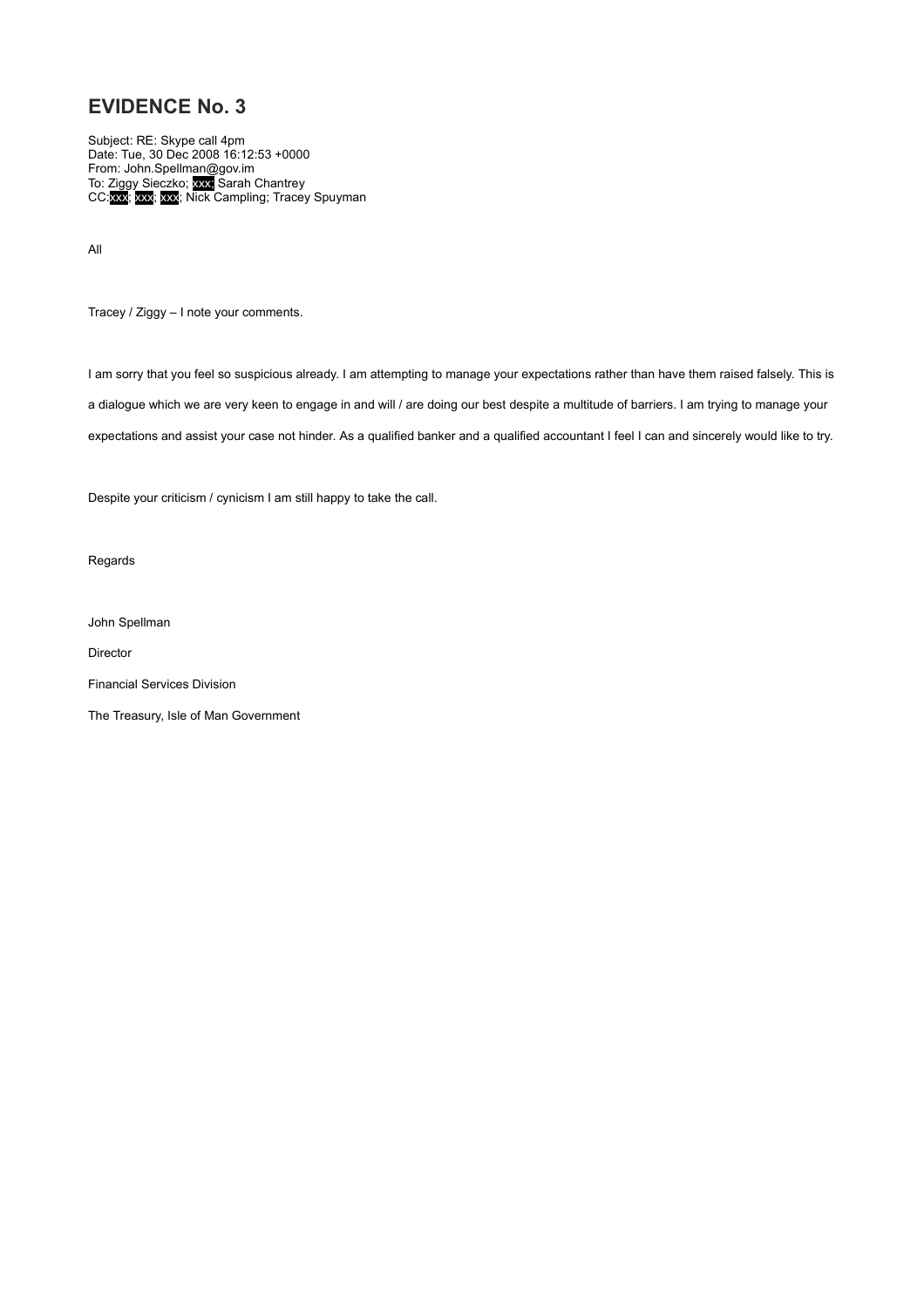# EVIDENCE No. 3

Subject: RE: Skype call 4pm
Date: Tue, 30 Dec 2008 16:12:53 +0000
From: John.Spellman@gov.im
To: Ziggy Sieczko; xxx; Sarah Chantrey
CC:xxx; xxx; xxx; Nick Campling; Tracey Spuyman

All

Tracey / Ziggy – I note your comments.

I am sorry that you feel so suspicious already. I am attempting to manage your expectations rather than have them raised falsely. This is a dialogue which we are very keen to engage in and will / are doing our best despite a multitude of barriers. I am trying to manage your expectations and assist your case not hinder. As a qualified banker and a qualified accountant I feel I can and sincerely would like to try.

Despite your criticism / cynicism I am still happy to take the call.

Regards

John Spellman

Director

Financial Services Division

The Treasury, Isle of Man Government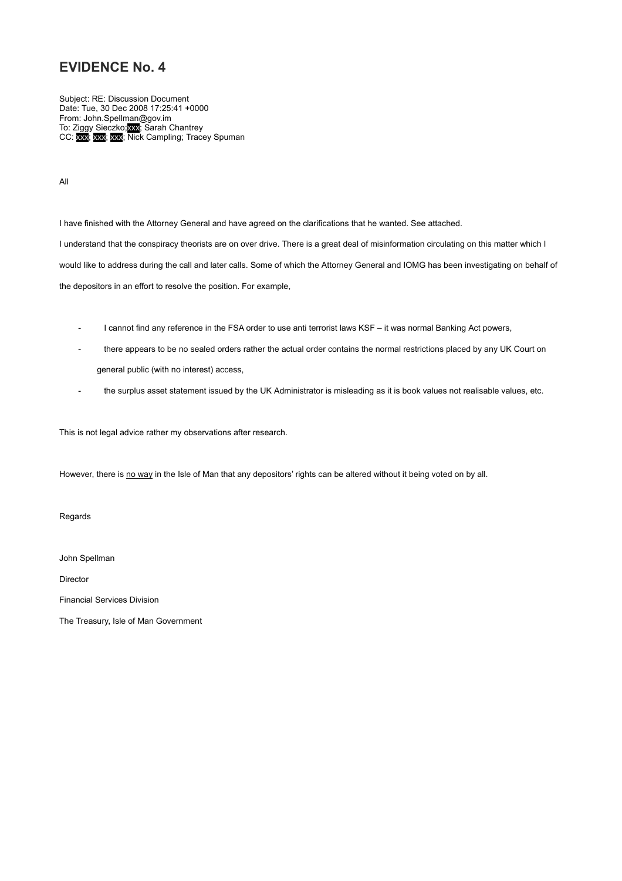# EVIDENCE No. 4

Subject: RE: Discussion Document
Date: Tue, 30 Dec 2008 17:25:41 +0000
From: John.Spellman@gov.im
To: Ziggy Sieczko;xxx; Sarah Chantrey
CC: xxx; xxx; xxx; Nick Campling; Tracey Spuman

All

I have finished with the Attorney General and have agreed on the clarifications that he wanted. See attached.

I understand that the conspiracy theorists are on over drive. There is a great deal of misinformation circulating on this matter which I would like to address during the call and later calls. Some of which the Attorney General and IOMG has been investigating on behalf of the depositors in an effort to resolve the position. For example,

- I cannot find any reference in the FSA order to use anti terrorist laws KSF – it was normal Banking Act powers,
- there appears to be no sealed orders rather the actual order contains the normal restrictions placed by any UK Court on general public (with no interest) access,
- the surplus asset statement issued by the UK Administrator is misleading as it is book values not realisable values, etc.

This is not legal advice rather my observations after research.

However, there is <u>no way</u> in the Isle of Man that any depositors' rights can be altered without it being voted on by all.

Regards

John Spellman

Director

Financial Services Division

The Treasury, Isle of Man Government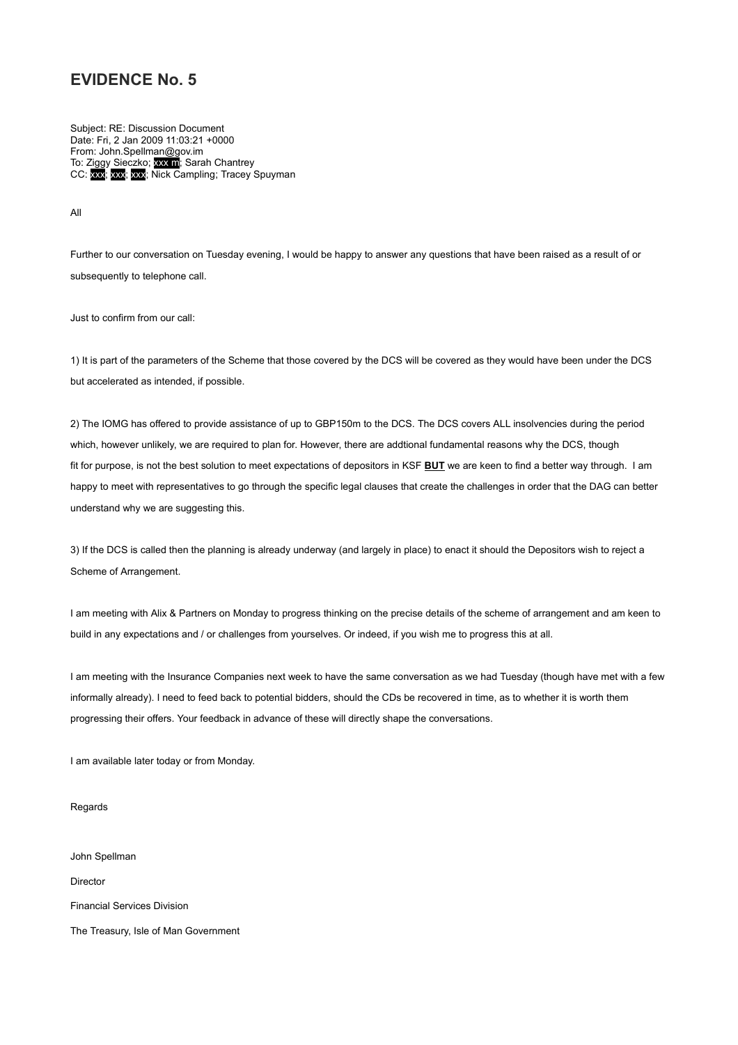# EVIDENCE No. 5

Subject: RE: Discussion Document
Date: Fri, 2 Jan 2009 11:03:21 +0000
From: John.Spellman@gov.im
To: Ziggy Sieczko; xxx m; Sarah Chantrey
CC: xxx; xxx; xxx; Nick Campling; Tracey Spuyman

All

Further to our conversation on Tuesday evening, I would be happy to answer any questions that have been raised as a result of or subsequently to telephone call.

Just to confirm from our call:

1) It is part of the parameters of the Scheme that those covered by the DCS will be covered as they would have been under the DCS but accelerated as intended, if possible.

2) The IOMG has offered to provide assistance of up to GBP150m to the DCS. The DCS covers ALL insolvencies during the period which, however unlikely, we are required to plan for. However, there are addtional fundamental reasons why the DCS, though fit for purpose, is not the best solution to meet expectations of depositors in KSF **BUT** we are keen to find a better way through. I am happy to meet with representatives to go through the specific legal clauses that create the challenges in order that the DAG can better understand why we are suggesting this.

3) If the DCS is called then the planning is already underway (and largely in place) to enact it should the Depositors wish to reject a Scheme of Arrangement.

I am meeting with Alix & Partners on Monday to progress thinking on the precise details of the scheme of arrangement and am keen to build in any expectations and / or challenges from yourselves. Or indeed, if you wish me to progress this at all.

I am meeting with the Insurance Companies next week to have the same conversation as we had Tuesday (though have met with a few informally already). I need to feed back to potential bidders, should the CDs be recovered in time, as to whether it is worth them progressing their offers. Your feedback in advance of these will directly shape the conversations.

I am available later today or from Monday.

Regards

John Spellman

Director

Financial Services Division

The Treasury, Isle of Man Government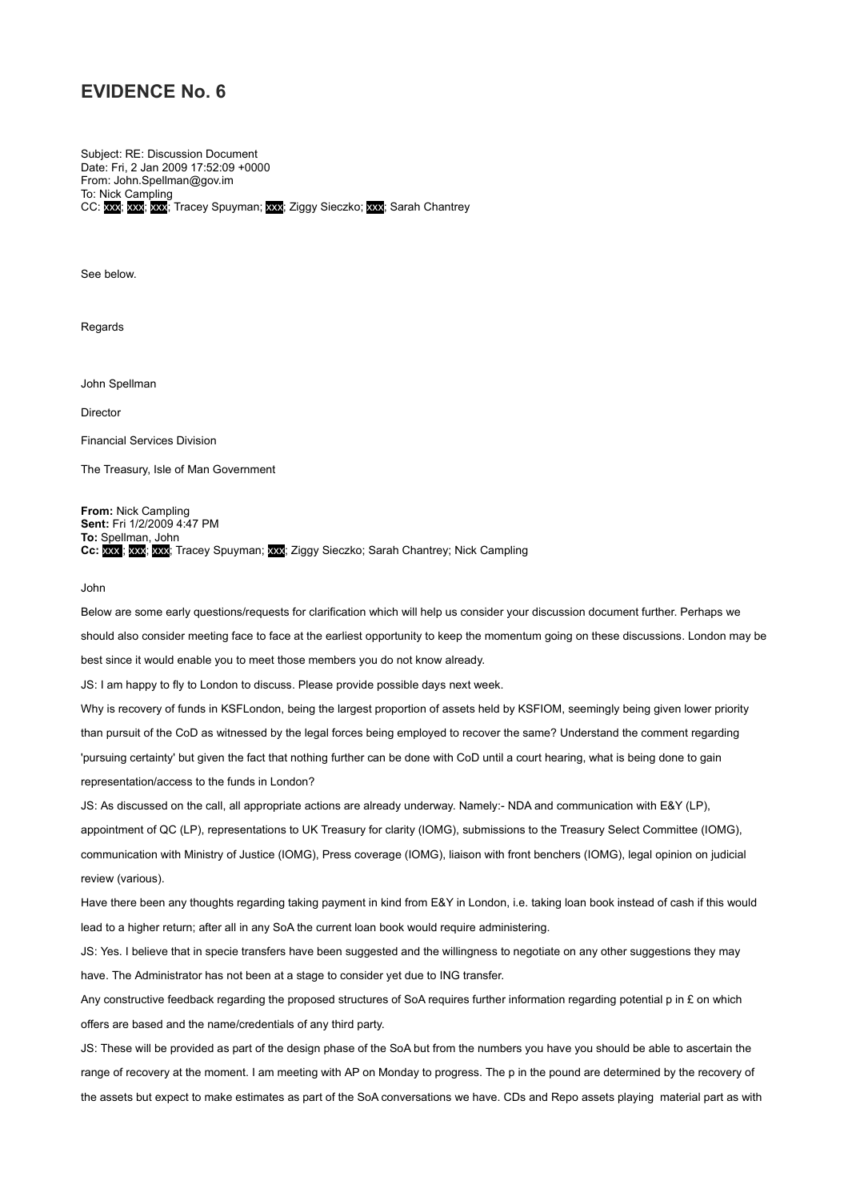# EVIDENCE No. 6

Subject: RE: Discussion Document
Date: Fri, 2 Jan 2009 17:52:09 +0000
From: John.Spellman@gov.im
To: Nick Campling
CC: xxx; xxx; xxx; Tracey Spuyman; xxx; Ziggy Sieczko; xxx; Sarah Chantrey

See below.

Regards

John Spellman

Director

Financial Services Division

The Treasury, Isle of Man Government

**From:** Nick Campling
**Sent:** Fri 1/2/2009 4:47 PM
**To:** Spellman, John
**Cc:** xxx ; xxx; xxx; Tracey Spuyman; xxx; Ziggy Sieczko; Sarah Chantrey; Nick Campling

John

Below are some early questions/requests for clarification which will help us consider your discussion document further. Perhaps we should also consider meeting face to face at the earliest opportunity to keep the momentum going on these discussions. London may be best since it would enable you to meet those members you do not know already.

JS: I am happy to fly to London to discuss. Please provide possible days next week.

Why is recovery of funds in KSFLondon, being the largest proportion of assets held by KSFIOM, seemingly being given lower priority than pursuit of the CoD as witnessed by the legal forces being employed to recover the same? Understand the comment regarding 'pursuing certainty' but given the fact that nothing further can be done with CoD until a court hearing, what is being done to gain representation/access to the funds in London?

JS: As discussed on the call, all appropriate actions are already underway. Namely:- NDA and communication with E&Y (LP), appointment of QC (LP), representations to UK Treasury for clarity (IOMG), submissions to the Treasury Select Committee (IOMG), communication with Ministry of Justice (IOMG), Press coverage (IOMG), liaison with front benchers (IOMG), legal opinion on judicial review (various).

Have there been any thoughts regarding taking payment in kind from E&Y in London, i.e. taking loan book instead of cash if this would lead to a higher return; after all in any SoA the current loan book would require administering.

JS: Yes. I believe that in specie transfers have been suggested and the willingness to negotiate on any other suggestions they may have. The Administrator has not been at a stage to consider yet due to ING transfer.

Any constructive feedback regarding the proposed structures of SoA requires further information regarding potential p in £ on which offers are based and the name/credentials of any third party.

JS: These will be provided as part of the design phase of the SoA but from the numbers you have you should be able to ascertain the range of recovery at the moment. I am meeting with AP on Monday to progress. The p in the pound are determined by the recovery of the assets but expect to make estimates as part of the SoA conversations we have. CDs and Repo assets playing material part as with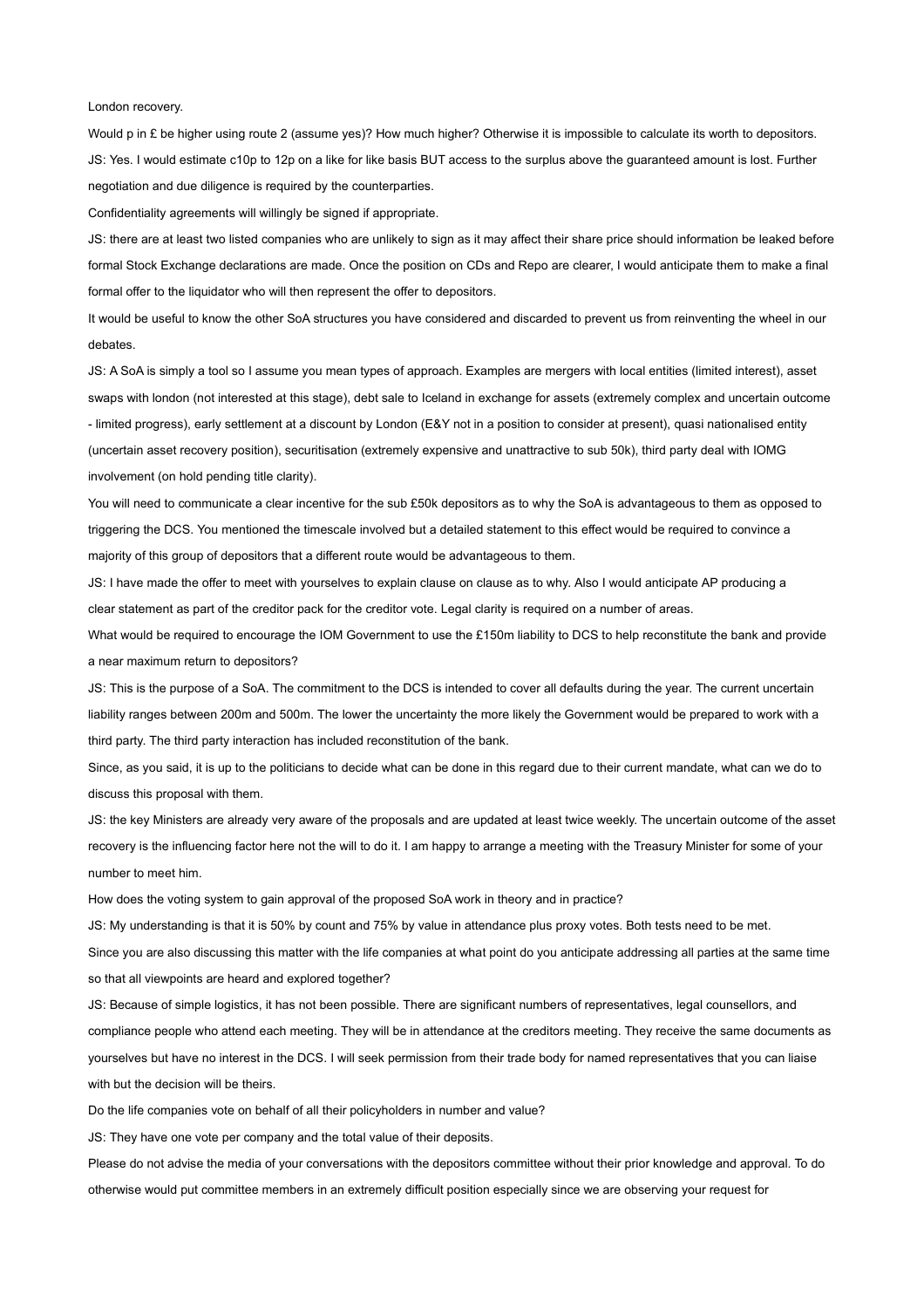London recovery.

Would p in £ be higher using route 2 (assume yes)? How much higher? Otherwise it is impossible to calculate its worth to depositors.

JS: Yes. I would estimate c10p to 12p on a like for like basis BUT access to the surplus above the guaranteed amount is lost. Further negotiation and due diligence is required by the counterparties.

Confidentiality agreements will willingly be signed if appropriate.

JS: there are at least two listed companies who are unlikely to sign as it may affect their share price should information be leaked before formal Stock Exchange declarations are made. Once the position on CDs and Repo are clearer, I would anticipate them to make a final formal offer to the liquidator who will then represent the offer to depositors.

It would be useful to know the other SoA structures you have considered and discarded to prevent us from reinventing the wheel in our debates.

JS: A SoA is simply a tool so I assume you mean types of approach. Examples are mergers with local entities (limited interest), asset swaps with london (not interested at this stage), debt sale to Iceland in exchange for assets (extremely complex and uncertain outcome - limited progress), early settlement at a discount by London (E&Y not in a position to consider at present), quasi nationalised entity (uncertain asset recovery position), securitisation (extremely expensive and unattractive to sub 50k), third party deal with IOMG involvement (on hold pending title clarity).

You will need to communicate a clear incentive for the sub £50k depositors as to why the SoA is advantageous to them as opposed to triggering the DCS. You mentioned the timescale involved but a detailed statement to this effect would be required to convince a majority of this group of depositors that a different route would be advantageous to them.

JS: I have made the offer to meet with yourselves to explain clause on clause as to why. Also I would anticipate AP producing a clear statement as part of the creditor pack for the creditor vote. Legal clarity is required on a number of areas.

What would be required to encourage the IOM Government to use the £150m liability to DCS to help reconstitute the bank and provide a near maximum return to depositors?

JS: This is the purpose of a SoA. The commitment to the DCS is intended to cover all defaults during the year. The current uncertain liability ranges between 200m and 500m. The lower the uncertainty the more likely the Government would be prepared to work with a third party. The third party interaction has included reconstitution of the bank.

Since, as you said, it is up to the politicians to decide what can be done in this regard due to their current mandate, what can we do to discuss this proposal with them.

JS: the key Ministers are already very aware of the proposals and are updated at least twice weekly. The uncertain outcome of the asset recovery is the influencing factor here not the will to do it. I am happy to arrange a meeting with the Treasury Minister for some of your number to meet him.

How does the voting system to gain approval of the proposed SoA work in theory and in practice?

JS: My understanding is that it is 50% by count and 75% by value in attendance plus proxy votes. Both tests need to be met.

Since you are also discussing this matter with the life companies at what point do you anticipate addressing all parties at the same time so that all viewpoints are heard and explored together?

JS: Because of simple logistics, it has not been possible. There are significant numbers of representatives, legal counsellors, and compliance people who attend each meeting. They will be in attendance at the creditors meeting. They receive the same documents as yourselves but have no interest in the DCS. I will seek permission from their trade body for named representatives that you can liaise with but the decision will be theirs.

Do the life companies vote on behalf of all their policyholders in number and value?

JS: They have one vote per company and the total value of their deposits.

Please do not advise the media of your conversations with the depositors committee without their prior knowledge and approval. To do otherwise would put committee members in an extremely difficult position especially since we are observing your request for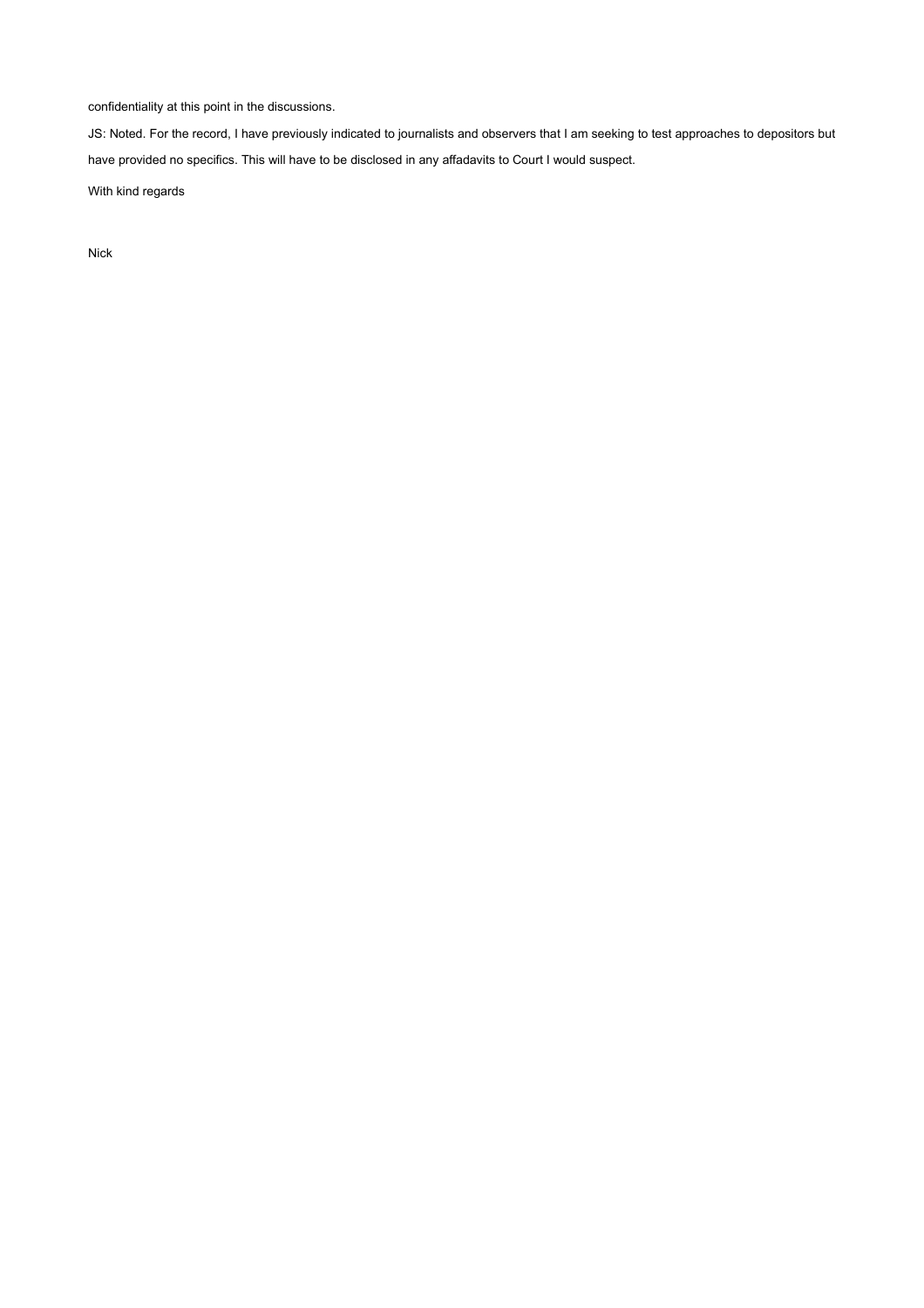confidentiality at this point in the discussions.

JS: Noted. For the record, I have previously indicated to journalists and observers that I am seeking to test approaches to depositors but have provided no specifics. This will have to be disclosed in any affadavits to Court I would suspect.

With kind regards

Nick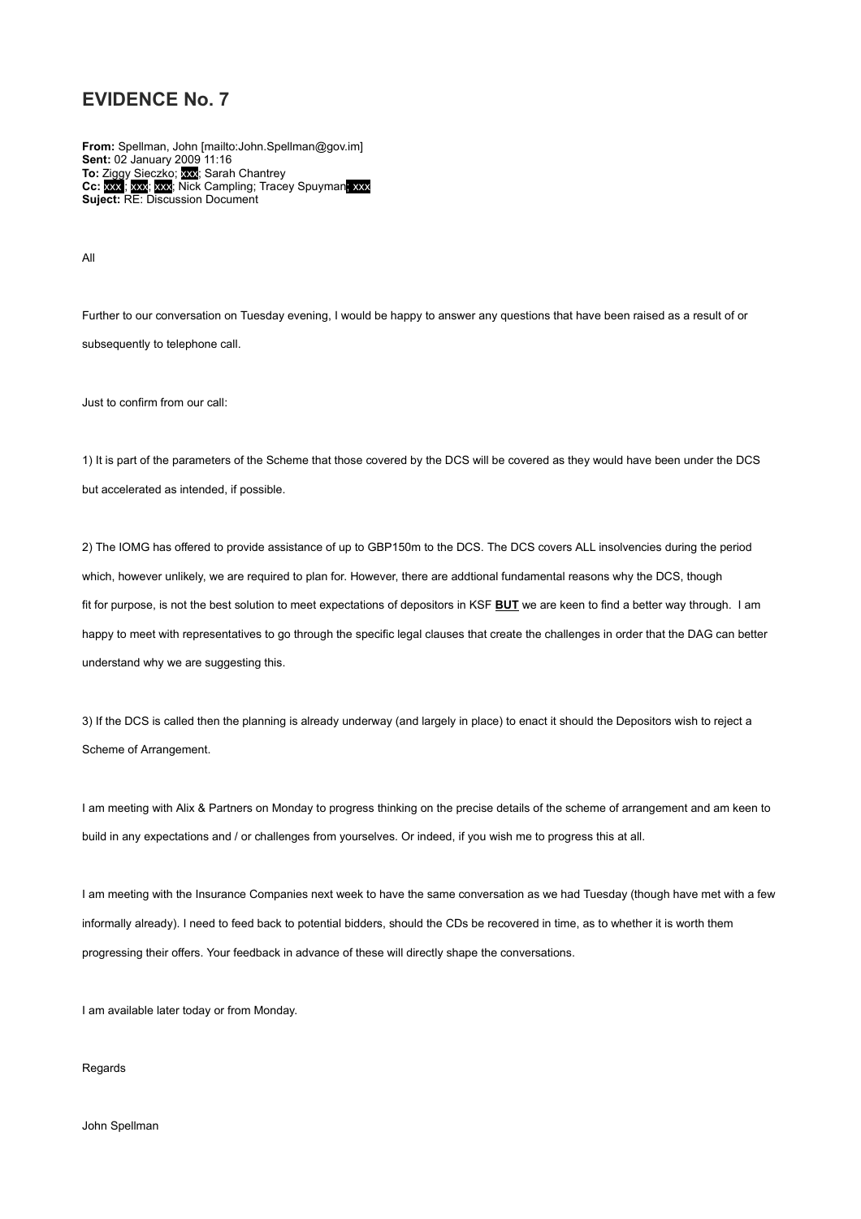# EVIDENCE No. 7

**From:** Spellman, John [mailto:John.Spellman@gov.im]
**Sent:** 02 January 2009 11:16
**To:** Ziggy Sieczko; xxx; Sarah Chantrey
**Cc:** xxx ; xxx; xxx; Nick Campling; Tracey Spuyman; xxx
**Suject:** RE: Discussion Document

All

Further to our conversation on Tuesday evening, I would be happy to answer any questions that have been raised as a result of or subsequently to telephone call.

Just to confirm from our call:

1) It is part of the parameters of the Scheme that those covered by the DCS will be covered as they would have been under the DCS but accelerated as intended, if possible.

2) The IOMG has offered to provide assistance of up to GBP150m to the DCS. The DCS covers ALL insolvencies during the period which, however unlikely, we are required to plan for. However, there are addtional fundamental reasons why the DCS, though fit for purpose, is not the best solution to meet expectations of depositors in KSF **BUT** we are keen to find a better way through. I am happy to meet with representatives to go through the specific legal clauses that create the challenges in order that the DAG can better understand why we are suggesting this.

3) If the DCS is called then the planning is already underway (and largely in place) to enact it should the Depositors wish to reject a Scheme of Arrangement.

I am meeting with Alix & Partners on Monday to progress thinking on the precise details of the scheme of arrangement and am keen to build in any expectations and / or challenges from yourselves. Or indeed, if you wish me to progress this at all.

I am meeting with the Insurance Companies next week to have the same conversation as we had Tuesday (though have met with a few informally already). I need to feed back to potential bidders, should the CDs be recovered in time, as to whether it is worth them progressing their offers. Your feedback in advance of these will directly shape the conversations.

I am available later today or from Monday.

Regards

John Spellman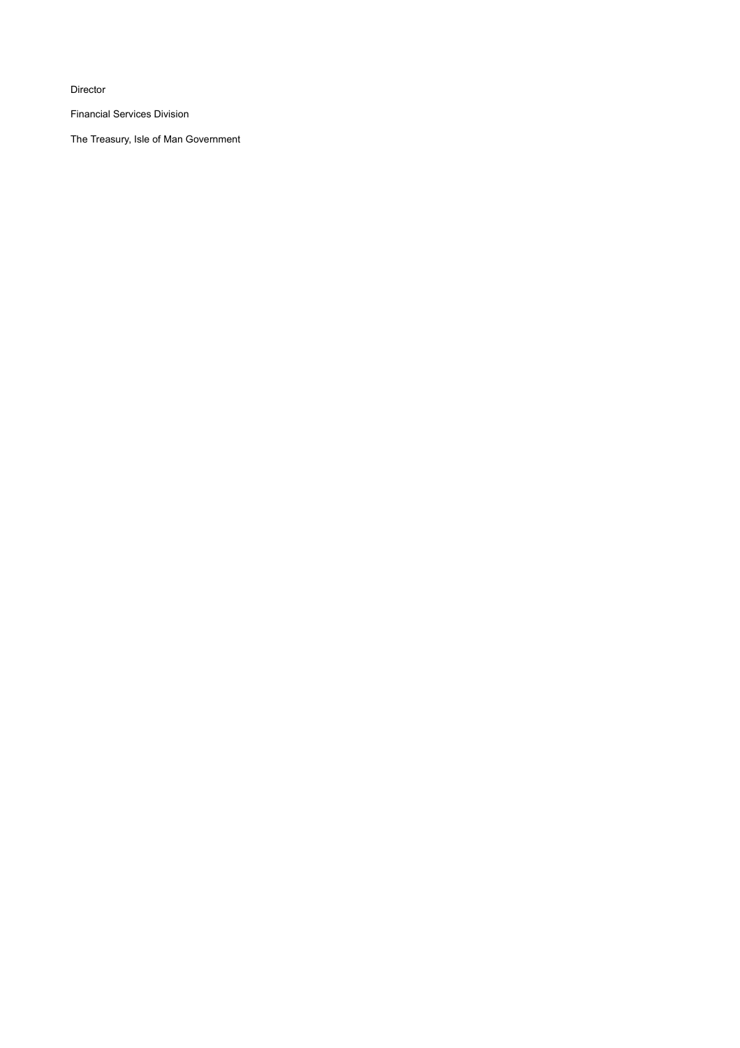Director

Financial Services Division

The Treasury, Isle of Man Government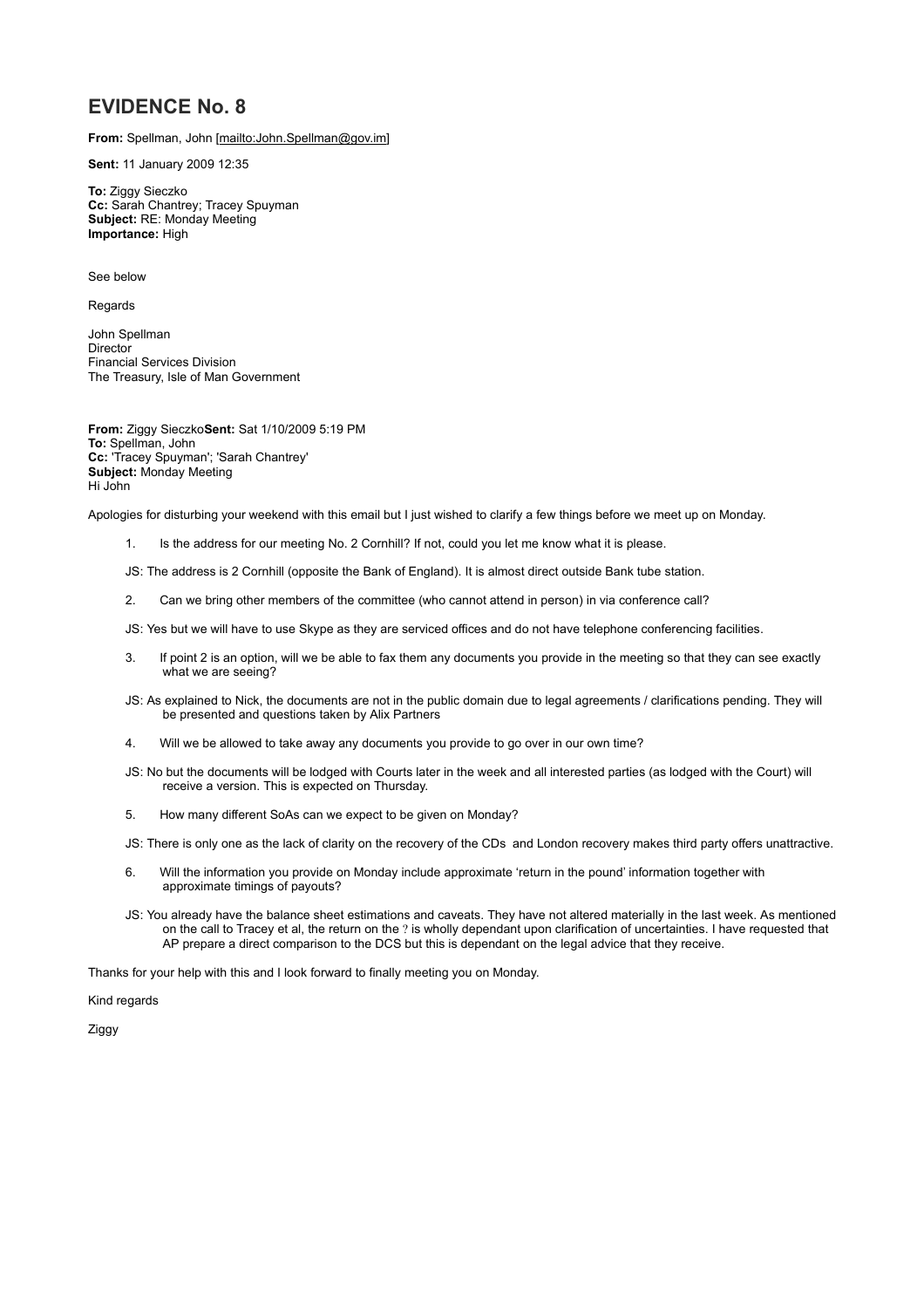# EVIDENCE No. 8

**From:** Spellman, John [mailto:John.Spellman@gov.im]

**Sent:** 11 January 2009 12:35

**To:** Ziggy Sieczko
**Cc:** Sarah Chantrey; Tracey Spuyman
**Subject:** RE: Monday Meeting
**Importance:** High

See below

Regards

John Spellman
Director
Financial Services Division
The Treasury, Isle of Man Government

**From:** Ziggy Sieczko**Sent:** Sat 1/10/2009 5:19 PM
**To:** Spellman, John
**Cc:** 'Tracey Spuyman'; 'Sarah Chantrey'
**Subject:** Monday Meeting
Hi John

Apologies for disturbing your weekend with this email but I just wished to clarify a few things before we meet up on Monday.

1. Is the address for our meeting No. 2 Cornhill? If not, could you let me know what it is please.

JS: The address is 2 Cornhill (opposite the Bank of England). It is almost direct outside Bank tube station.

2. Can we bring other members of the committee (who cannot attend in person) in via conference call?

JS: Yes but we will have to use Skype as they are serviced offices and do not have telephone conferencing facilities.

3. If point 2 is an option, will we be able to fax them any documents you provide in the meeting so that they can see exactly what we are seeing?

JS: As explained to Nick, the documents are not in the public domain due to legal agreements / clarifications pending. They will be presented and questions taken by Alix Partners

4. Will we be allowed to take away any documents you provide to go over in our own time?

JS: No but the documents will be lodged with Courts later in the week and all interested parties (as lodged with the Court) will receive a version. This is expected on Thursday.

5. How many different SoAs can we expect to be given on Monday?

JS: There is only one as the lack of clarity on the recovery of the CDs and London recovery makes third party offers unattractive.

6. Will the information you provide on Monday include approximate 'return in the pound' information together with approximate timings of payouts?

JS: You already have the balance sheet estimations and caveats. They have not altered materially in the last week. As mentioned on the call to Tracey et al, the return on the ? is wholly dependant upon clarification of uncertainties. I have requested that AP prepare a direct comparison to the DCS but this is dependant on the legal advice that they receive.

Thanks for your help with this and I look forward to finally meeting you on Monday.

Kind regards

Ziggy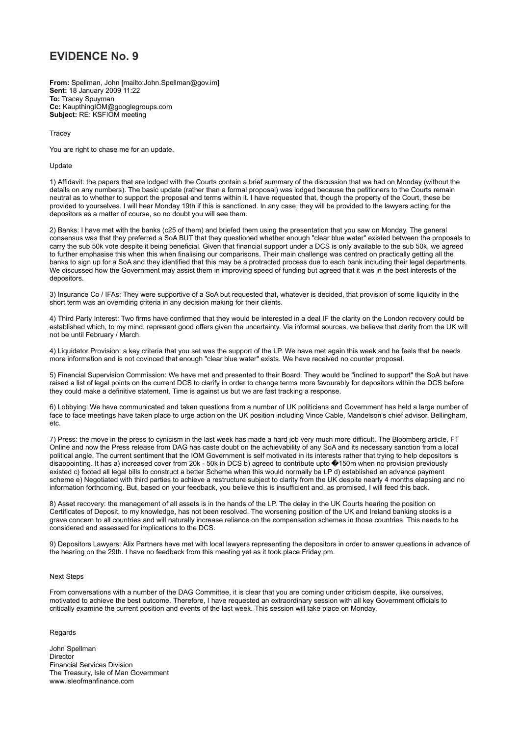# EVIDENCE No. 9

**From:** Spellman, John [mailto:John.Spellman@gov.im]
**Sent:** 18 January 2009 11:22
**To:** Tracey Spuyman
**Cc:** KaupthingIOM@googlegroups.com
**Subject:** RE: KSFIOM meeting

Tracey

You are right to chase me for an update.

Update

1) Affidavit: the papers that are lodged with the Courts contain a brief summary of the discussion that we had on Monday (without the details on any numbers). The basic update (rather than a formal proposal) was lodged because the petitioners to the Courts remain neutral as to whether to support the proposal and terms within it. I have requested that, though the property of the Court, these be provided to yourselves. I will hear Monday 19th if this is sanctioned. In any case, they will be provided to the lawyers acting for the depositors as a matter of course, so no doubt you will see them.

2) Banks: I have met with the banks (c25 of them) and briefed them using the presentation that you saw on Monday. The general consensus was that they preferred a SoA BUT that they questioned whether enough "clear blue water" existed between the proposals to carry the sub 50k vote despite it being beneficial. Given that financial support under a DCS is only available to the sub 50k, we agreed to further emphasise this when this when finalising our comparisons. Their main challenge was centred on practically getting all the banks to sign up for a SoA and they identified that this may be a protracted process due to each bank including their legal departments. We discussed how the Government may assist them in improving speed of funding but agreed that it was in the best interests of the depositors.

3) Insurance Co / IFAs: They were supportive of a SoA but requested that, whatever is decided, that provision of some liquidity in the short term was an overriding criteria in any decision making for their clients.

4) Third Party Interest: Two firms have confirmed that they would be interested in a deal IF the clarity on the London recovery could be established which, to my mind, represent good offers given the uncertainty. Via informal sources, we believe that clarity from the UK will not be until February / March.

4) Liquidator Provision: a key criteria that you set was the support of the LP. We have met again this week and he feels that he needs more information and is not covinced that enough "clear blue water" exists. We have received no counter proposal.

5) Financial Supervision Commission: We have met and presented to their Board. They would be "inclined to support" the SoA but have raised a list of legal points on the current DCS to clarify in order to change terms more favourably for depositors within the DCS before they could make a definitive statement. Time is against us but we are fast tracking a response.

6) Lobbying: We have communicated and taken questions from a number of UK politicians and Government has held a large number of face to face meetings have taken place to urge action on the UK position including Vince Cable, Mandelson's chief advisor, Bellingham, etc.

7) Press: the move in the press to cynicism in the last week has made a hard job very much more difficult. The Bloomberg article, FT Online and now the Press release from DAG has caste doubt on the achievability of any SoA and its necessary sanction from a local political angle. The current sentiment that the IOM Government is self motivated in its interests rather that trying to help depositors is disappointing. It has a) increased cover from 20k - 50k in DCS b) agreed to contribute upto �150m when no provision previously existed c) footed all legal bills to construct a better Scheme when this would normally be LP d) established an advance payment scheme e) Negotiated with third parties to achieve a restructure subject to clarity from the UK despite nearly 4 months elapsing and no information forthcoming. But, based on your feedback, you believe this is insufficient and, as promised, I will feed this back.

8) Asset recovery: the management of all assets is in the hands of the LP. The delay in the UK Courts hearing the position on Certificates of Deposit, to my knowledge, has not been resolved. The worsening position of the UK and Ireland banking stocks is a grave concern to all countries and will naturally increase reliance on the compensation schemes in those countries. This needs to be considered and assessed for implications to the DCS.

9) Depositors Lawyers: Alix Partners have met with local lawyers representing the depositors in order to answer questions in advance of the hearing on the 29th. I have no feedback from this meeting yet as it took place Friday pm.

Next Steps

From conversations with a number of the DAG Committee, it is clear that you are coming under criticism despite, like ourselves, motivated to achieve the best outcome. Therefore, I have requested an extraordinary session with all key Government officials to critically examine the current position and events of the last week. This session will take place on Monday.

Regards

John Spellman
Director
Financial Services Division
The Treasury, Isle of Man Government
www.isleofmanfinance.com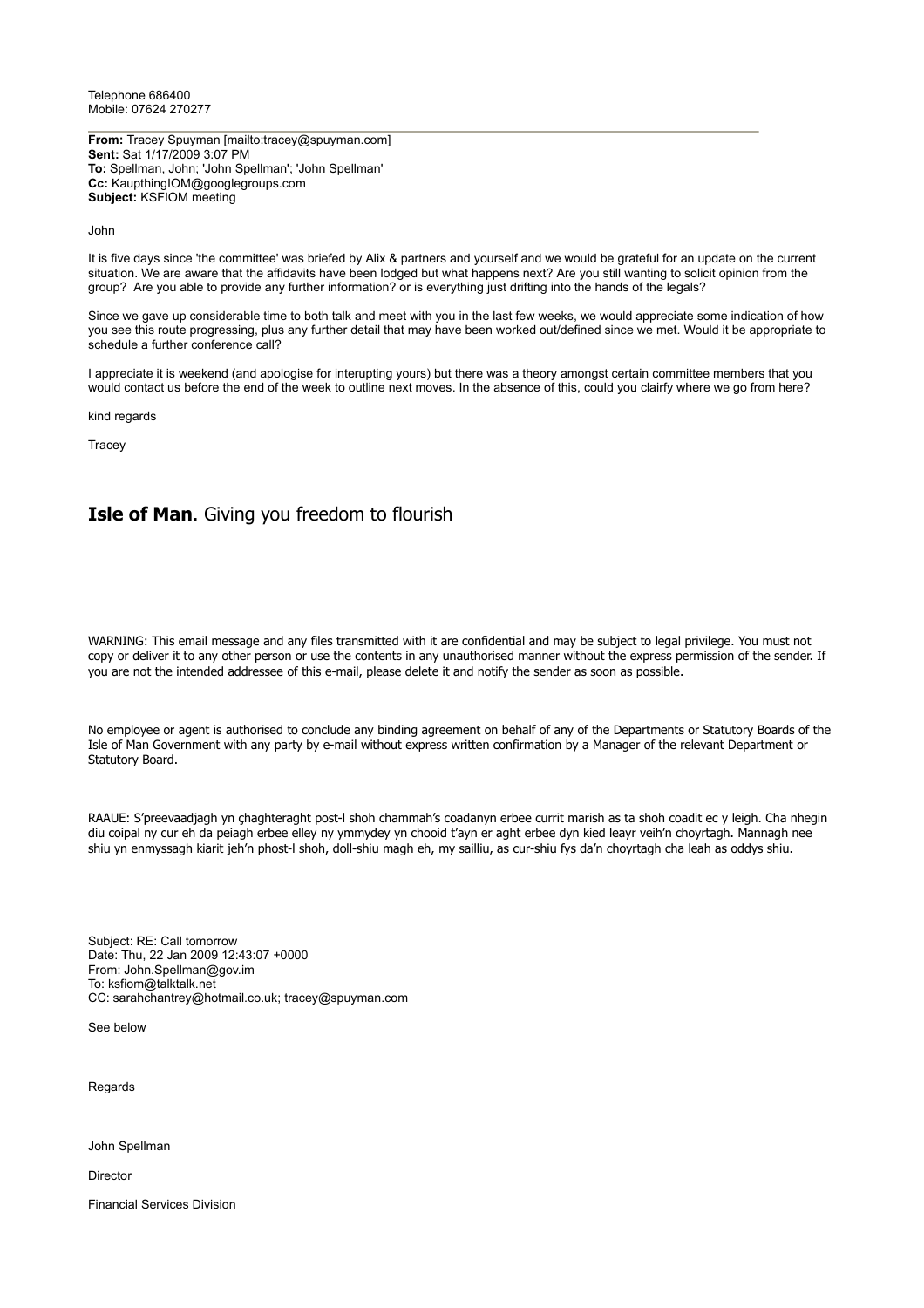Telephone 686400
Mobile: 07624 270277

---

**From:** Tracey Spuyman [mailto:tracey@spuyman.com]
**Sent:** Sat 1/17/2009 3:07 PM
**To:** Spellman, John; 'John Spellman'; 'John Spellman'
**Cc:** KaupthingIOM@googlegroups.com
**Subject:** KSFIOM meeting

John

It is five days since 'the committee' was briefed by Alix & partners and yourself and we would be grateful for an update on the current situation. We are aware that the affidavits have been lodged but what happens next? Are you still wanting to solicit opinion from the group? Are you able to provide any further information? or is everything just drifting into the hands of the legals?

Since we gave up considerable time to both talk and meet with you in the last few weeks, we would appreciate some indication of how you see this route progressing, plus any further detail that may have been worked out/defined since we met. Would it be appropriate to schedule a further conference call?

I appreciate it is weekend (and apologise for interupting yours) but there was a theory amongst certain committee members that you would contact us before the end of the week to outline next moves. In the absence of this, could you clairfy where we go from here?

kind regards

Tracey

## **Isle of Man**. Giving you freedom to flourish

WARNING: This email message and any files transmitted with it are confidential and may be subject to legal privilege. You must not copy or deliver it to any other person or use the contents in any unauthorised manner without the express permission of the sender. If you are not the intended addressee of this e-mail, please delete it and notify the sender as soon as possible.

No employee or agent is authorised to conclude any binding agreement on behalf of any of the Departments or Statutory Boards of the Isle of Man Government with any party by e-mail without express written confirmation by a Manager of the relevant Department or Statutory Board.

RAAUE: S'preevaadjagh yn çhaghteraght post-l shoh chammah's coadanyn erbee currit marish as ta shoh coadit ec y leigh. Cha nhegin diu coipal ny cur eh da peiagh erbee elley ny ymmydey yn chooid t'ayn er aght erbee dyn kied leayr veih'n choyrtagh. Mannagh nee shiu yn enmyssagh kiarit jeh'n phost-l shoh, doll-shiu magh eh, my sailliu, as cur-shiu fys da'n choyrtagh cha leah as oddys shiu.

Subject: RE: Call tomorrow
Date: Thu, 22 Jan 2009 12:43:07 +0000
From: John.Spellman@gov.im
To: ksfiom@talktalk.net
CC: sarahchantrey@hotmail.co.uk; tracey@spuyman.com

See below

Regards

John Spellman

Director

Financial Services Division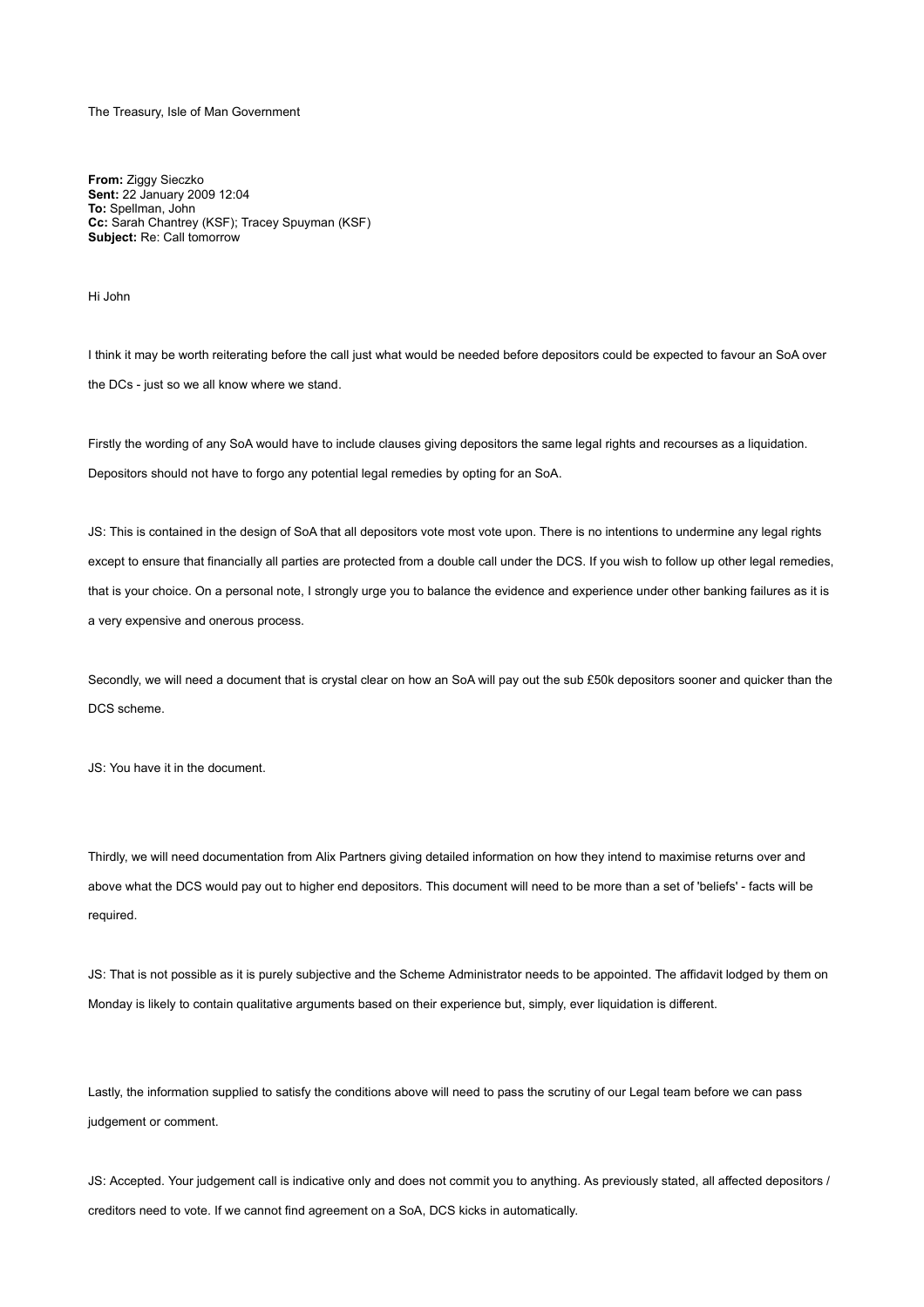The Treasury, Isle of Man Government

**From:** Ziggy Sieczko
**Sent:** 22 January 2009 12:04
**To:** Spellman, John
**Cc:** Sarah Chantrey (KSF); Tracey Spuyman (KSF)
**Subject:** Re: Call tomorrow

Hi John

I think it may be worth reiterating before the call just what would be needed before depositors could be expected to favour an SoA over the DCs - just so we all know where we stand.

Firstly the wording of any SoA would have to include clauses giving depositors the same legal rights and recourses as a liquidation. Depositors should not have to forgo any potential legal remedies by opting for an SoA.

JS: This is contained in the design of SoA that all depositors vote most vote upon. There is no intentions to undermine any legal rights except to ensure that financially all parties are protected from a double call under the DCS. If you wish to follow up other legal remedies, that is your choice. On a personal note, I strongly urge you to balance the evidence and experience under other banking failures as it is a very expensive and onerous process.

Secondly, we will need a document that is crystal clear on how an SoA will pay out the sub £50k depositors sooner and quicker than the DCS scheme.

JS: You have it in the document.

Thirdly, we will need documentation from Alix Partners giving detailed information on how they intend to maximise returns over and above what the DCS would pay out to higher end depositors. This document will need to be more than a set of 'beliefs' - facts will be required.

JS: That is not possible as it is purely subjective and the Scheme Administrator needs to be appointed. The affidavit lodged by them on Monday is likely to contain qualitative arguments based on their experience but, simply, ever liquidation is different.

Lastly, the information supplied to satisfy the conditions above will need to pass the scrutiny of our Legal team before we can pass judgement or comment.

JS: Accepted. Your judgement call is indicative only and does not commit you to anything. As previously stated, all affected depositors / creditors need to vote. If we cannot find agreement on a SoA, DCS kicks in automatically.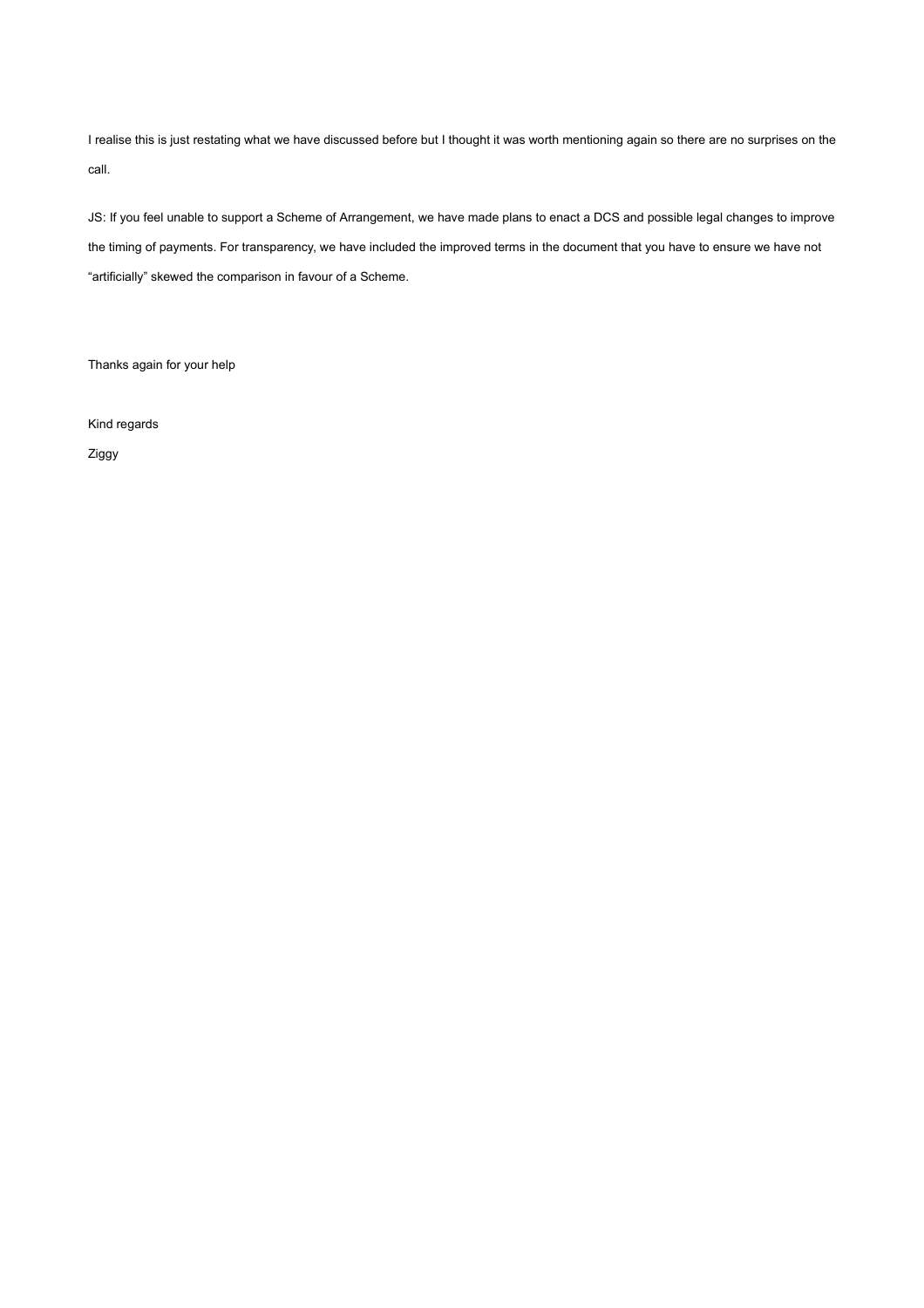I realise this is just restating what we have discussed before but I thought it was worth mentioning again so there are no surprises on the call.

JS: If you feel unable to support a Scheme of Arrangement, we have made plans to enact a DCS and possible legal changes to improve the timing of payments. For transparency, we have included the improved terms in the document that you have to ensure we have not "artificially" skewed the comparison in favour of a Scheme.

Thanks again for your help

Kind regards

Ziggy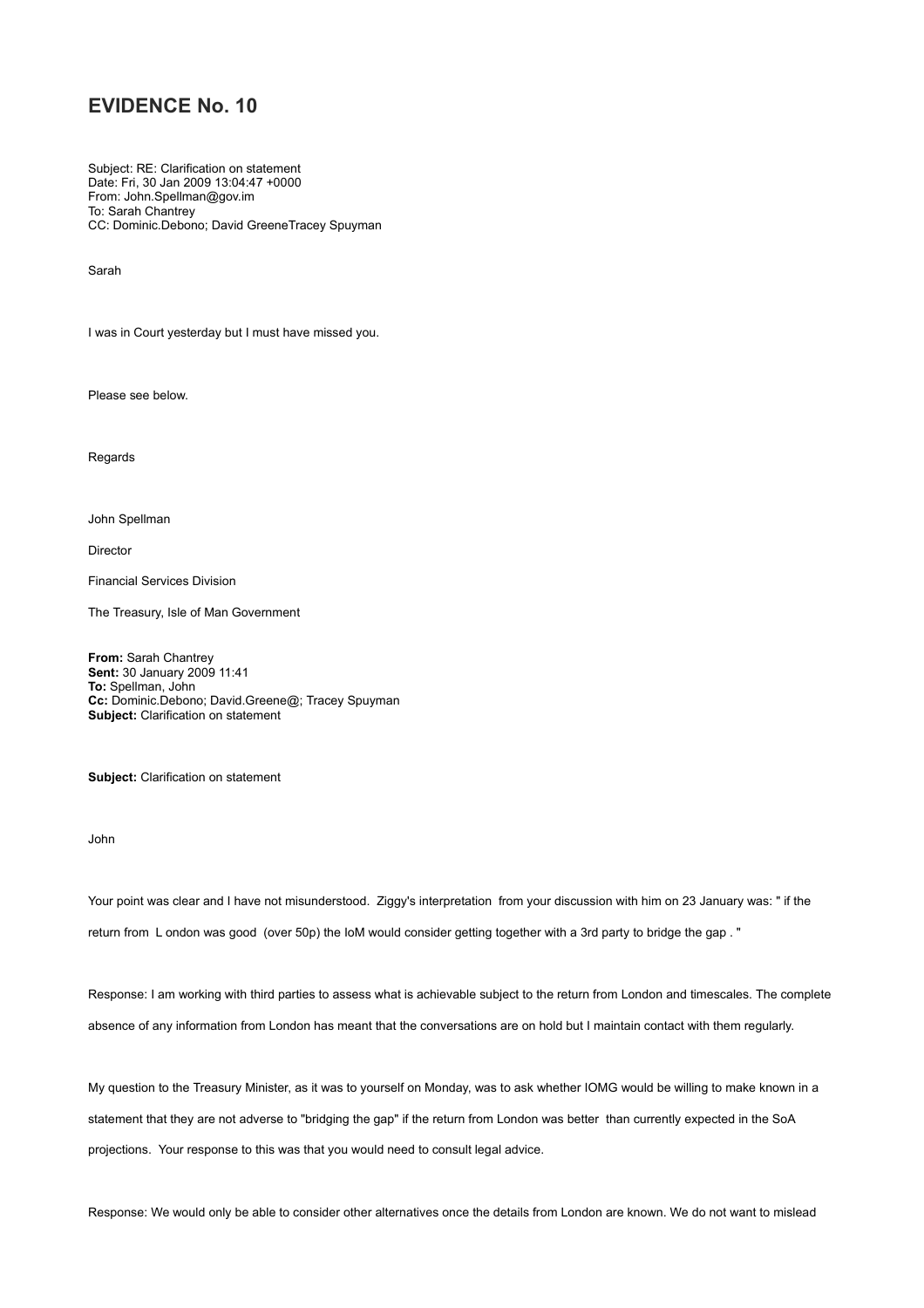# EVIDENCE No. 10

Subject: RE: Clarification on statement
Date: Fri, 30 Jan 2009 13:04:47 +0000
From: John.Spellman@gov.im
To: Sarah Chantrey
CC: Dominic.Debono; David GreeneTracey Spuyman

Sarah

I was in Court yesterday but I must have missed you.

Please see below.

Regards

John Spellman

Director

Financial Services Division

The Treasury, Isle of Man Government

**From:** Sarah Chantrey
**Sent:** 30 January 2009 11:41
**To:** Spellman, John
**Cc:** Dominic.Debono; David.Greene@; Tracey Spuyman
**Subject:** Clarification on statement

**Subject:** Clarification on statement

John

Your point was clear and I have not misunderstood. Ziggy's interpretation from your discussion with him on 23 January was: " if the return from L ondon was good (over 50p) the IoM would consider getting together with a 3rd party to bridge the gap . "

Response: I am working with third parties to assess what is achievable subject to the return from London and timescales. The complete absence of any information from London has meant that the conversations are on hold but I maintain contact with them regularly.

My question to the Treasury Minister, as it was to yourself on Monday, was to ask whether IOMG would be willing to make known in a statement that they are not adverse to "bridging the gap" if the return from London was better than currently expected in the SoA projections. Your response to this was that you would need to consult legal advice.

Response: We would only be able to consider other alternatives once the details from London are known. We do not want to mislead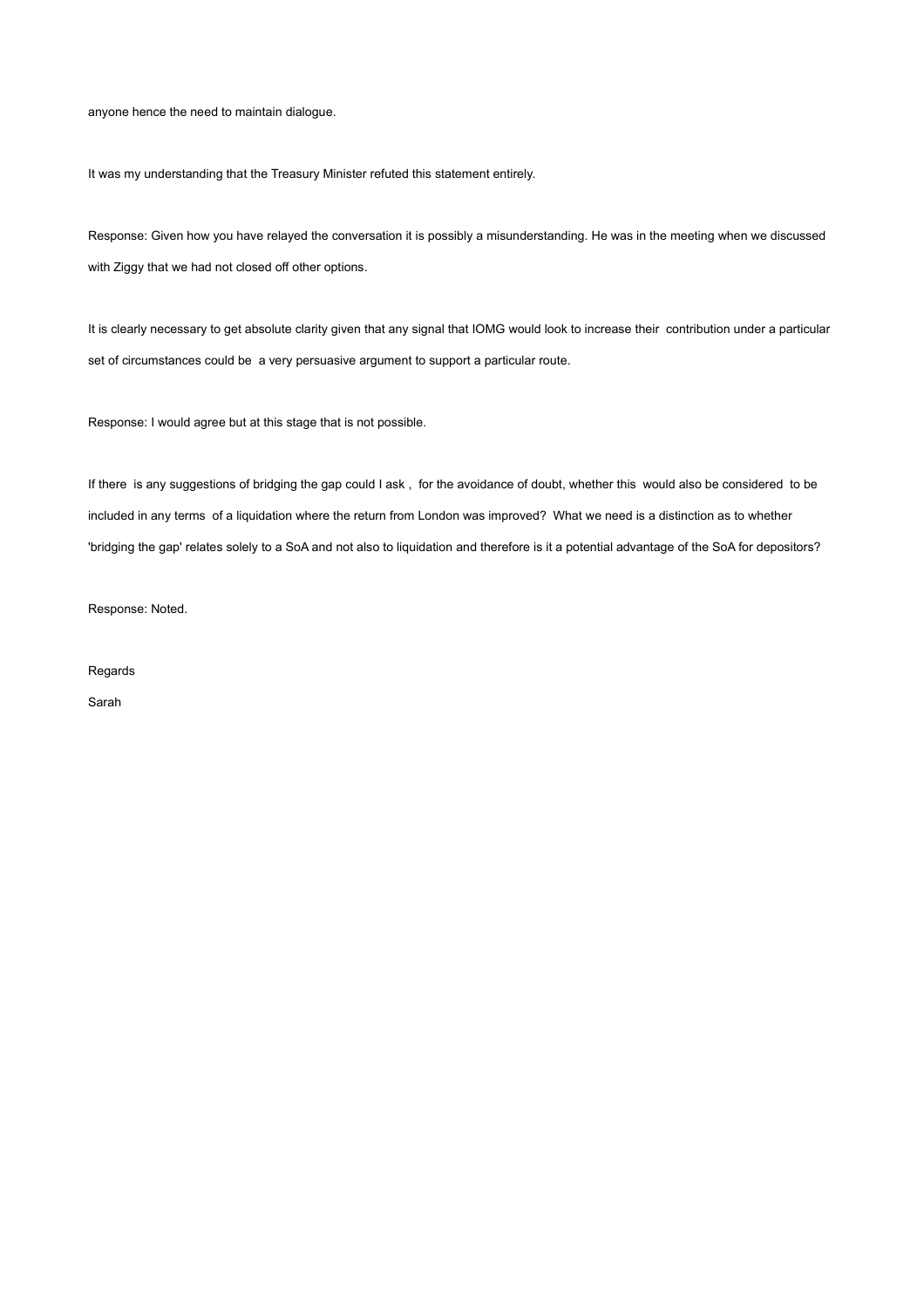anyone hence the need to maintain dialogue.

It was my understanding that the Treasury Minister refuted this statement entirely.

Response: Given how you have relayed the conversation it is possibly a misunderstanding. He was in the meeting when we discussed with Ziggy that we had not closed off other options.

It is clearly necessary to get absolute clarity given that any signal that IOMG would look to increase their contribution under a particular set of circumstances could be a very persuasive argument to support a particular route.

Response: I would agree but at this stage that is not possible.

If there is any suggestions of bridging the gap could I ask , for the avoidance of doubt, whether this would also be considered to be included in any terms of a liquidation where the return from London was improved? What we need is a distinction as to whether 'bridging the gap' relates solely to a SoA and not also to liquidation and therefore is it a potential advantage of the SoA for depositors?

Response: Noted.

Regards

Sarah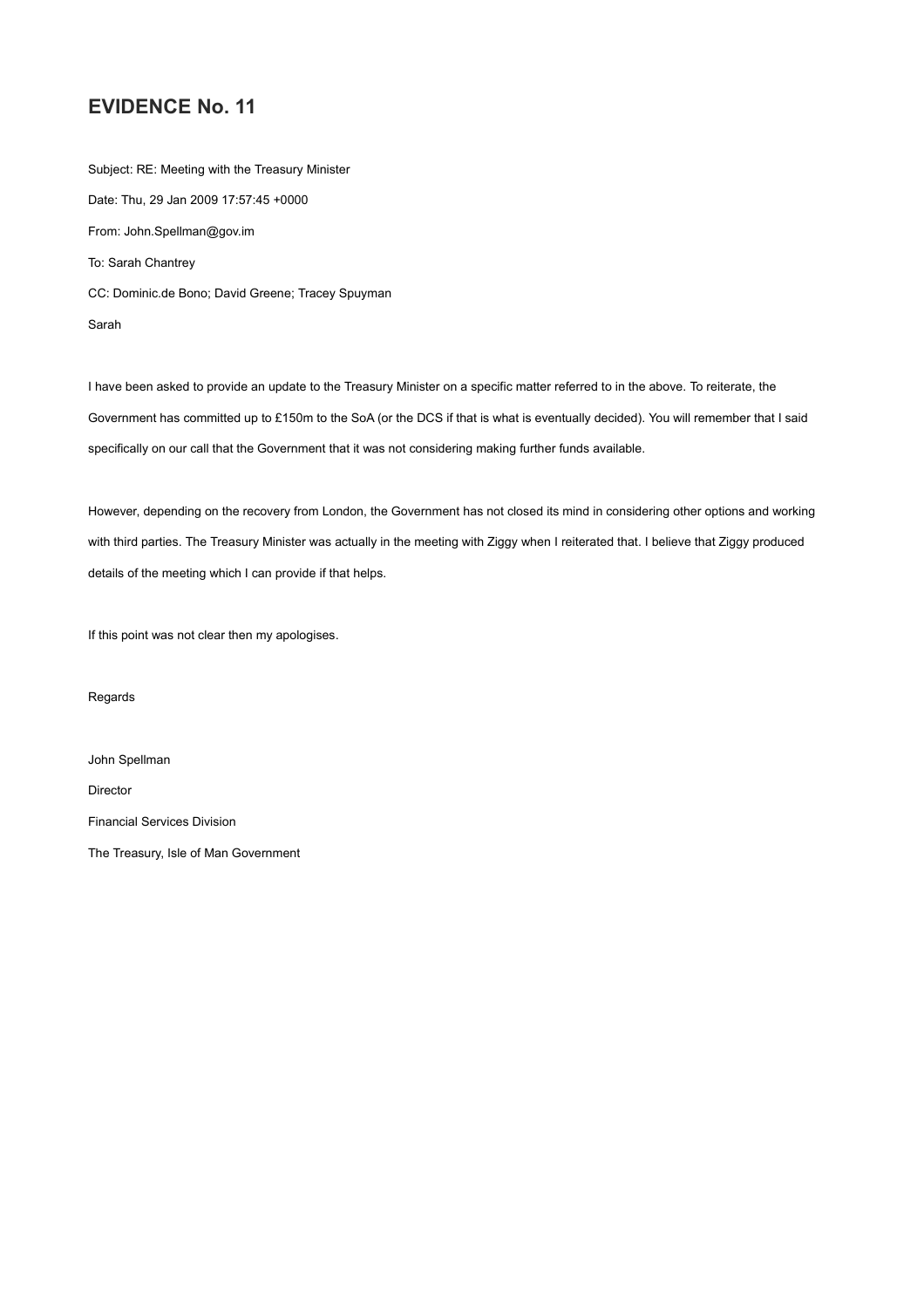# EVIDENCE No. 11

Subject: RE: Meeting with the Treasury Minister

Date: Thu, 29 Jan 2009 17:57:45 +0000

From: John.Spellman@gov.im

To: Sarah Chantrey

CC: Dominic.de Bono; David Greene; Tracey Spuyman

Sarah

I have been asked to provide an update to the Treasury Minister on a specific matter referred to in the above. To reiterate, the Government has committed up to £150m to the SoA (or the DCS if that is what is eventually decided). You will remember that I said specifically on our call that the Government that it was not considering making further funds available.

However, depending on the recovery from London, the Government has not closed its mind in considering other options and working with third parties. The Treasury Minister was actually in the meeting with Ziggy when I reiterated that. I believe that Ziggy produced details of the meeting which I can provide if that helps.

If this point was not clear then my apologises.

Regards

John Spellman

Director

Financial Services Division

The Treasury, Isle of Man Government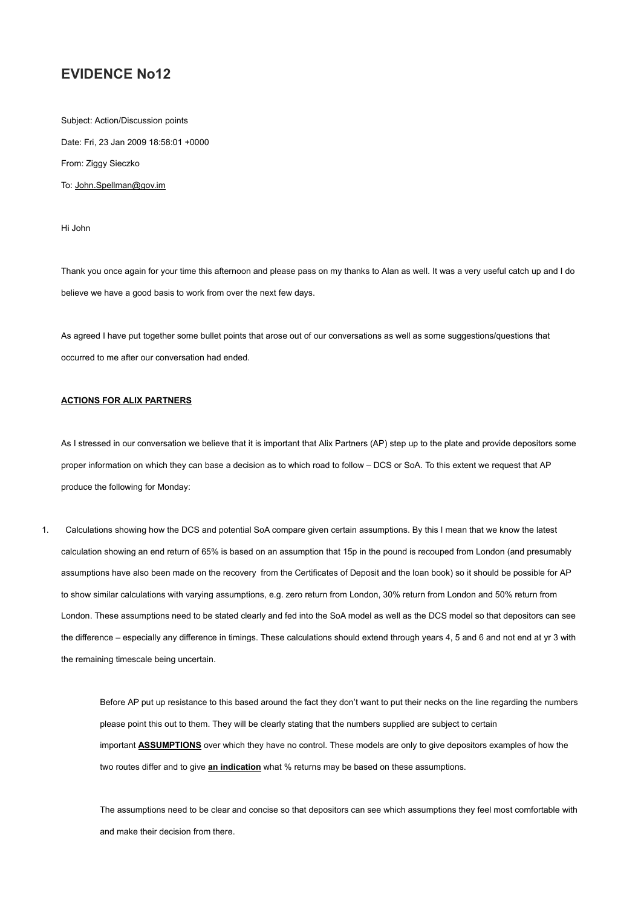# EVIDENCE No12

Subject: Action/Discussion points

Date: Fri, 23 Jan 2009 18:58:01 +0000

From: Ziggy Sieczko

To: John.Spellman@gov.im

Hi John

Thank you once again for your time this afternoon and please pass on my thanks to Alan as well. It was a very useful catch up and I do believe we have a good basis to work from over the next few days.

As agreed I have put together some bullet points that arose out of our conversations as well as some suggestions/questions that occurred to me after our conversation had ended.

**ACTIONS FOR ALIX PARTNERS**

As I stressed in our conversation we believe that it is important that Alix Partners (AP) step up to the plate and provide depositors some proper information on which they can base a decision as to which road to follow – DCS or SoA. To this extent we request that AP produce the following for Monday:

1. Calculations showing how the DCS and potential SoA compare given certain assumptions. By this I mean that we know the latest calculation showing an end return of 65% is based on an assumption that 15p in the pound is recouped from London (and presumably assumptions have also been made on the recovery from the Certificates of Deposit and the loan book) so it should be possible for AP to show similar calculations with varying assumptions, e.g. zero return from London, 30% return from London and 50% return from London. These assumptions need to be stated clearly and fed into the SoA model as well as the DCS model so that depositors can see the difference – especially any difference in timings. These calculations should extend through years 4, 5 and 6 and not end at yr 3 with the remaining timescale being uncertain.

   Before AP put up resistance to this based around the fact they don't want to put their necks on the line regarding the numbers please point this out to them. They will be clearly stating that the numbers supplied are subject to certain important **ASSUMPTIONS** over which they have no control. These models are only to give depositors examples of how the two routes differ and to give **an indication** what % returns may be based on these assumptions.

   The assumptions need to be clear and concise so that depositors can see which assumptions they feel most comfortable with and make their decision from there.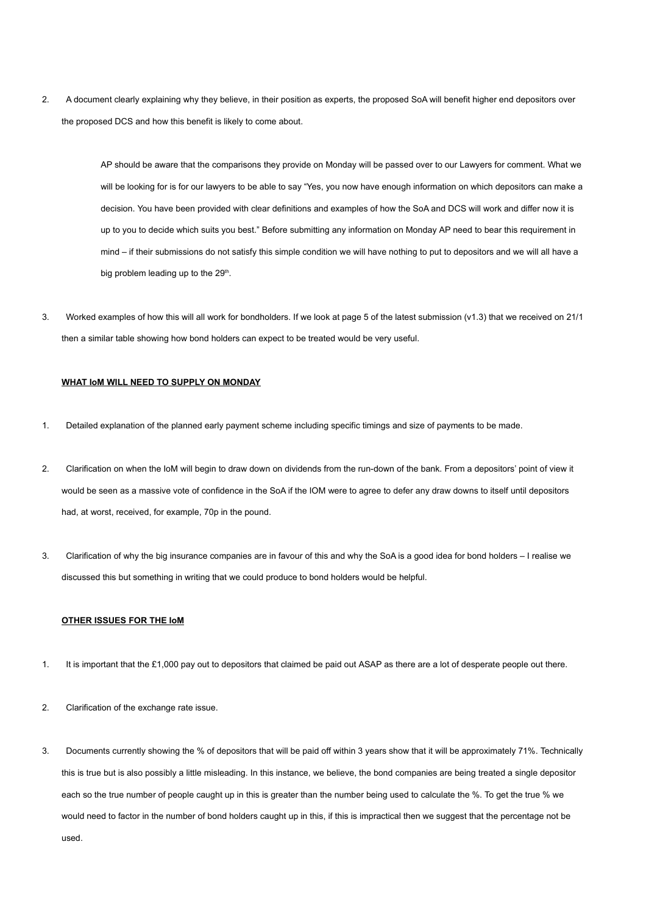2. A document clearly explaining why they believe, in their position as experts, the proposed SoA will benefit higher end depositors over the proposed DCS and how this benefit is likely to come about.

   AP should be aware that the comparisons they provide on Monday will be passed over to our Lawyers for comment. What we will be looking for is for our lawyers to be able to say "Yes, you now have enough information on which depositors can make a decision. You have been provided with clear definitions and examples of how the SoA and DCS will work and differ now it is up to you to decide which suits you best." Before submitting any information on Monday AP need to bear this requirement in mind – if their submissions do not satisfy this simple condition we will have nothing to put to depositors and we will all have a big problem leading up to the 29th.

3. Worked examples of how this will all work for bondholders. If we look at page 5 of the latest submission (v1.3) that we received on 21/1 then a similar table showing how bond holders can expect to be treated would be very useful.

**WHAT IoM WILL NEED TO SUPPLY ON MONDAY**

1. Detailed explanation of the planned early payment scheme including specific timings and size of payments to be made.

2. Clarification on when the IoM will begin to draw down on dividends from the run-down of the bank. From a depositors' point of view it would be seen as a massive vote of confidence in the SoA if the IOM were to agree to defer any draw downs to itself until depositors had, at worst, received, for example, 70p in the pound.

3. Clarification of why the big insurance companies are in favour of this and why the SoA is a good idea for bond holders – I realise we discussed this but something in writing that we could produce to bond holders would be helpful.

**OTHER ISSUES FOR THE IoM**

1. It is important that the £1,000 pay out to depositors that claimed be paid out ASAP as there are a lot of desperate people out there.

2. Clarification of the exchange rate issue.

3. Documents currently showing the % of depositors that will be paid off within 3 years show that it will be approximately 71%. Technically this is true but is also possibly a little misleading. In this instance, we believe, the bond companies are being treated a single depositor each so the true number of people caught up in this is greater than the number being used to calculate the %. To get the true % we would need to factor in the number of bond holders caught up in this, if this is impractical then we suggest that the percentage not be used.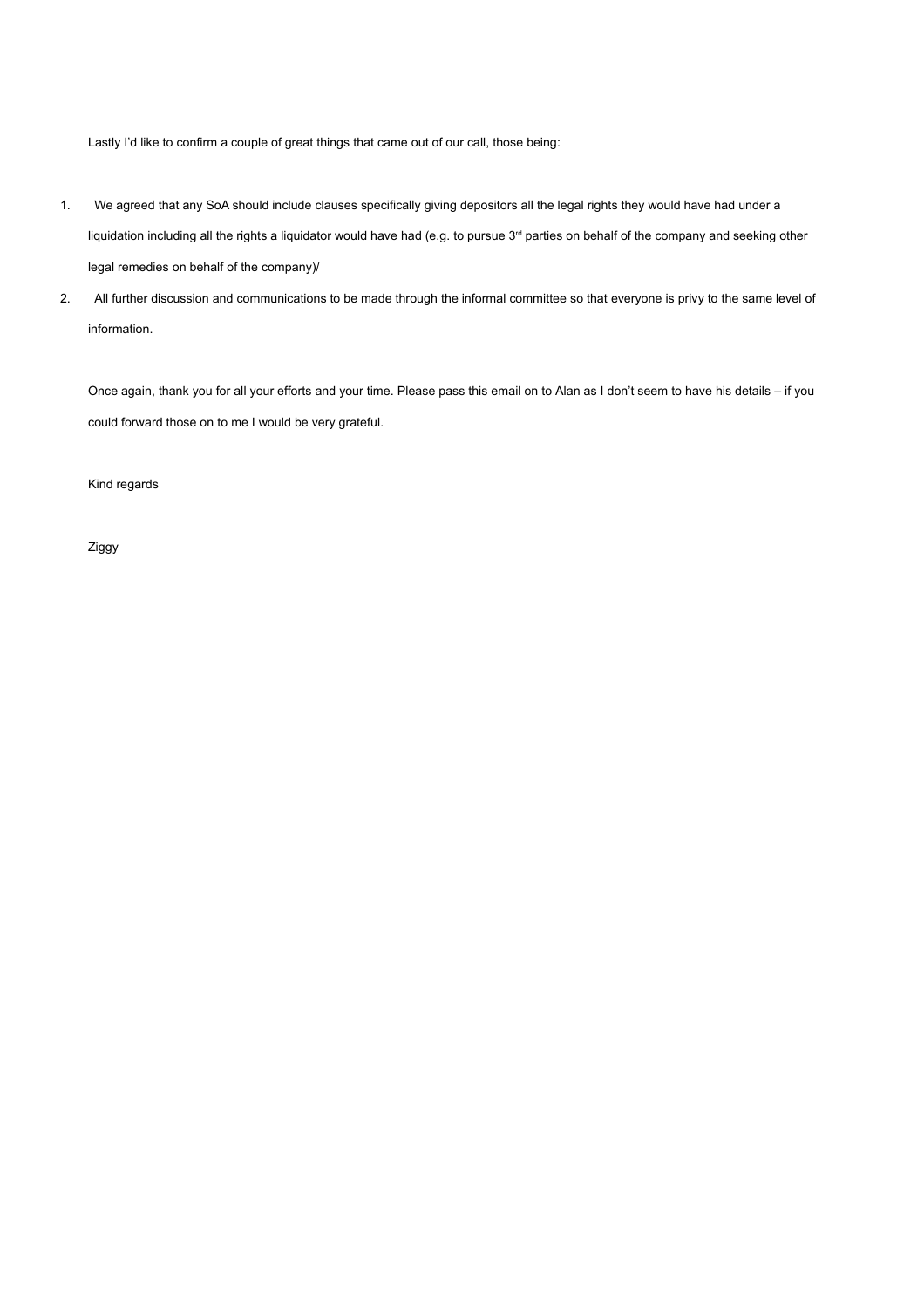Lastly I'd like to confirm a couple of great things that came out of our call, those being:

1. We agreed that any SoA should include clauses specifically giving depositors all the legal rights they would have had under a liquidation including all the rights a liquidator would have had (e.g. to pursue 3rd parties on behalf of the company and seeking other legal remedies on behalf of the company)/
2. All further discussion and communications to be made through the informal committee so that everyone is privy to the same level of information.

Once again, thank you for all your efforts and your time. Please pass this email on to Alan as I don't seem to have his details – if you could forward those on to me I would be very grateful.

Kind regards

Ziggy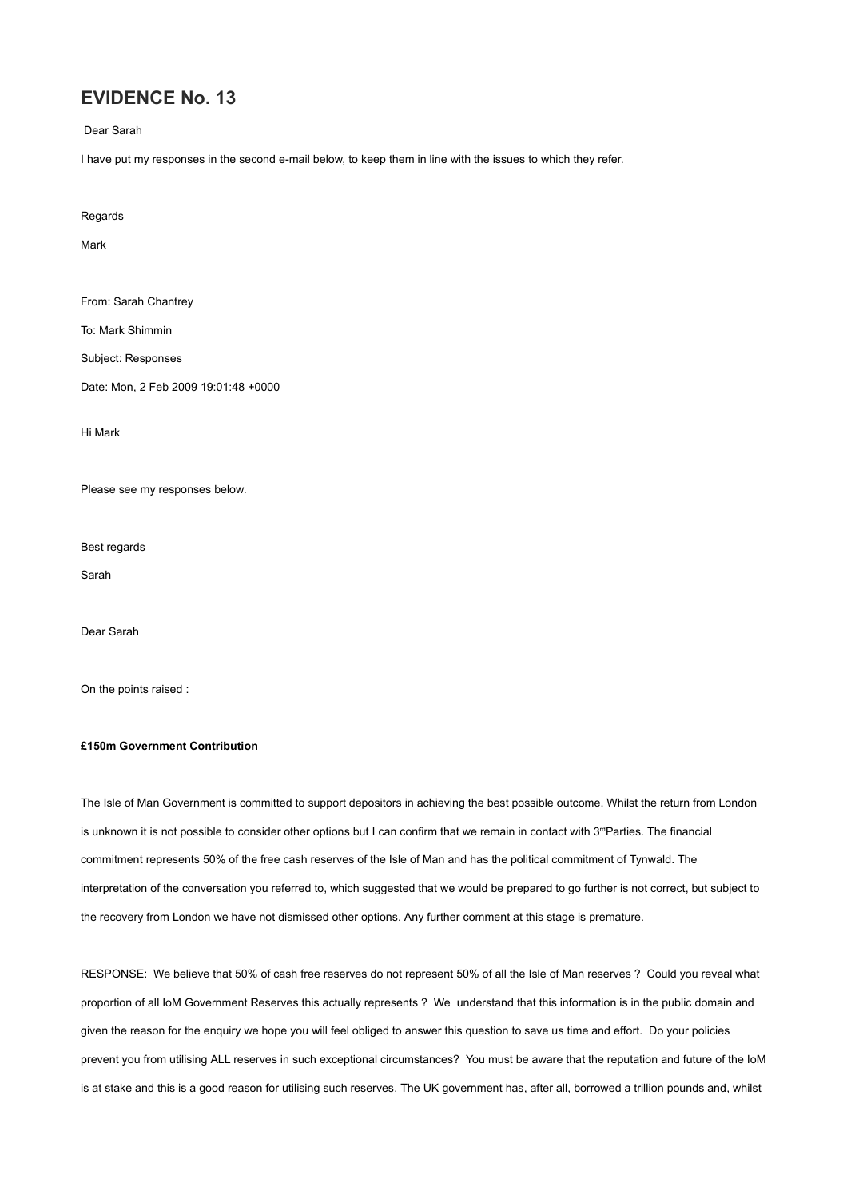# EVIDENCE No. 13

Dear Sarah

I have put my responses in the second e-mail below, to keep them in line with the issues to which they refer.

Regards

Mark

From: Sarah Chantrey

To: Mark Shimmin

Subject: Responses

Date: Mon, 2 Feb 2009 19:01:48 +0000

Hi Mark

Please see my responses below.

Best regards

Sarah

Dear Sarah

On the points raised :

**£150m Government Contribution**

The Isle of Man Government is committed to support depositors in achieving the best possible outcome. Whilst the return from London is unknown it is not possible to consider other options but I can confirm that we remain in contact with 3rd Parties. The financial commitment represents 50% of the free cash reserves of the Isle of Man and has the political commitment of Tynwald. The interpretation of the conversation you referred to, which suggested that we would be prepared to go further is not correct, but subject to the recovery from London we have not dismissed other options. Any further comment at this stage is premature.

RESPONSE: We believe that 50% of cash free reserves do not represent 50% of all the Isle of Man reserves ? Could you reveal what proportion of all IoM Government Reserves this actually represents ? We understand that this information is in the public domain and given the reason for the enquiry we hope you will feel obliged to answer this question to save us time and effort. Do your policies prevent you from utilising ALL reserves in such exceptional circumstances? You must be aware that the reputation and future of the IoM is at stake and this is a good reason for utilising such reserves. The UK government has, after all, borrowed a trillion pounds and, whilst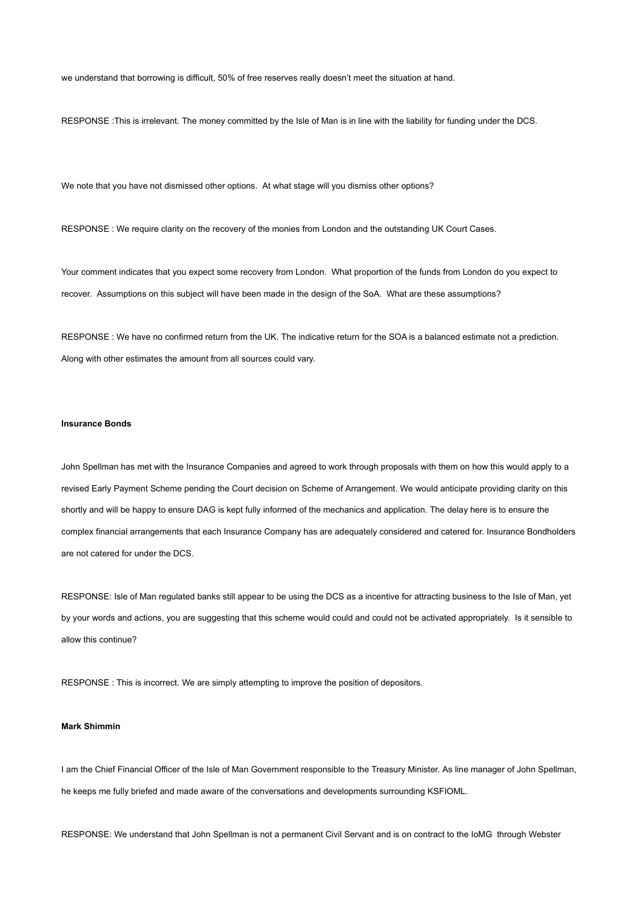we understand that borrowing is difficult, 50% of free reserves really doesn't meet the situation at hand.

RESPONSE :This is irrelevant. The money committed by the Isle of Man is in line with the liability for funding under the DCS.

We note that you have not dismissed other options. At what stage will you dismiss other options?

RESPONSE : We require clarity on the recovery of the monies from London and the outstanding UK Court Cases.

Your comment indicates that you expect some recovery from London. What proportion of the funds from London do you expect to recover. Assumptions on this subject will have been made in the design of the SoA. What are these assumptions?

RESPONSE : We have no confirmed return from the UK. The indicative return for the SOA is a balanced estimate not a prediction. Along with other estimates the amount from all sources could vary.

**Insurance Bonds**

John Spellman has met with the Insurance Companies and agreed to work through proposals with them on how this would apply to a revised Early Payment Scheme pending the Court decision on Scheme of Arrangement. We would anticipate providing clarity on this shortly and will be happy to ensure DAG is kept fully informed of the mechanics and application. The delay here is to ensure the complex financial arrangements that each Insurance Company has are adequately considered and catered for. Insurance Bondholders are not catered for under the DCS.

RESPONSE: Isle of Man regulated banks still appear to be using the DCS as a incentive for attracting business to the Isle of Man, yet by your words and actions, you are suggesting that this scheme would could and could not be activated appropriately. Is it sensible to allow this continue?

RESPONSE : This is incorrect. We are simply attempting to improve the position of depositors.

**Mark Shimmin**

I am the Chief Financial Officer of the Isle of Man Government responsible to the Treasury Minister. As line manager of John Spellman, he keeps me fully briefed and made aware of the conversations and developments surrounding KSFIOML.

RESPONSE: We understand that John Spellman is not a permanent Civil Servant and is on contract to the IoMG through Webster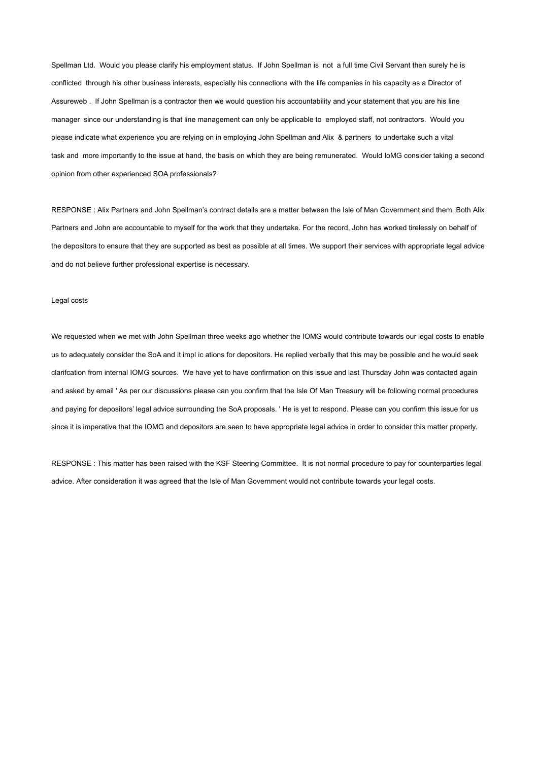Spellman Ltd. Would you please clarify his employment status. If John Spellman is not a full time Civil Servant then surely he is conflicted through his other business interests, especially his connections with the life companies in his capacity as a Director of Assureweb . If John Spellman is a contractor then we would question his accountability and your statement that you are his line manager since our understanding is that line management can only be applicable to employed staff, not contractors. Would you please indicate what experience you are relying on in employing John Spellman and Alix & partners to undertake such a vital task and more importantly to the issue at hand, the basis on which they are being remunerated. Would IoMG consider taking a second opinion from other experienced SOA professionals?

RESPONSE : Alix Partners and John Spellman's contract details are a matter between the Isle of Man Government and them. Both Alix Partners and John are accountable to myself for the work that they undertake. For the record, John has worked tirelessly on behalf of the depositors to ensure that they are supported as best as possible at all times. We support their services with appropriate legal advice and do not believe further professional expertise is necessary.

Legal costs

We requested when we met with John Spellman three weeks ago whether the IOMG would contribute towards our legal costs to enable us to adequately consider the SoA and it impl ic ations for depositors. He replied verbally that this may be possible and he would seek clarifcation from internal IOMG sources. We have yet to have confirmation on this issue and last Thursday John was contacted again and asked by email ' As per our discussions please can you confirm that the Isle Of Man Treasury will be following normal procedures and paying for depositors' legal advice surrounding the SoA proposals. ' He is yet to respond. Please can you confirm this issue for us since it is imperative that the IOMG and depositors are seen to have appropriate legal advice in order to consider this matter properly.

RESPONSE : This matter has been raised with the KSF Steering Committee. It is not normal procedure to pay for counterparties legal advice. After consideration it was agreed that the Isle of Man Government would not contribute towards your legal costs.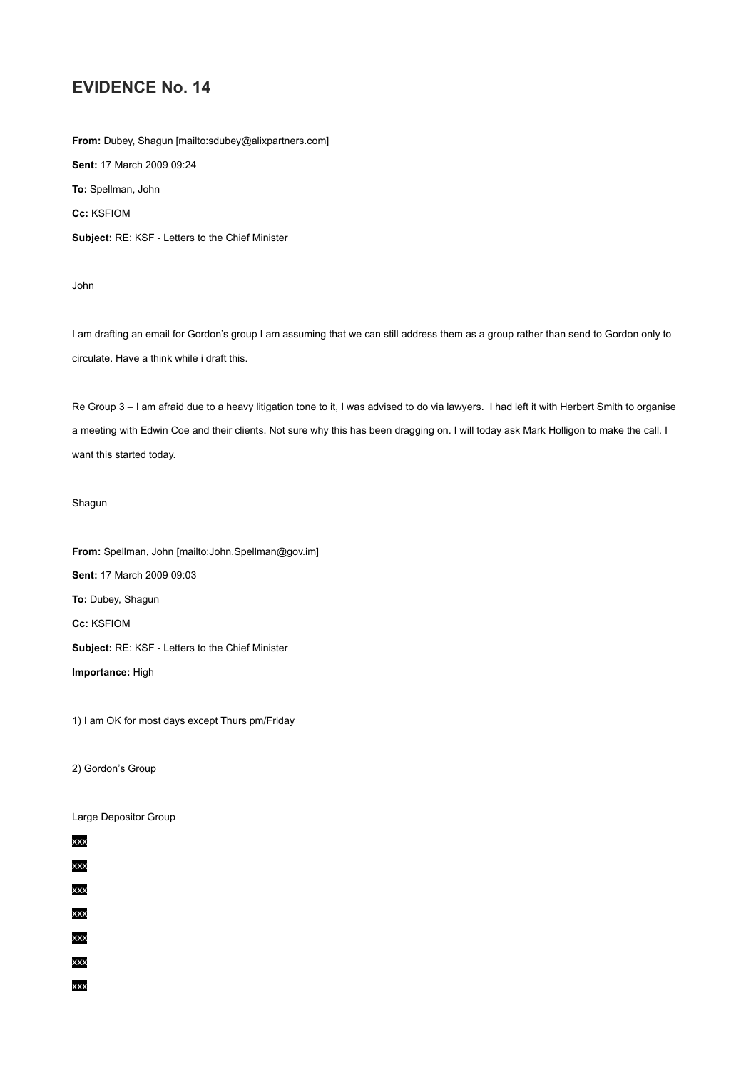# EVIDENCE No. 14

**From:** Dubey, Shagun [mailto:sdubey@alixpartners.com]

**Sent:** 17 March 2009 09:24

**To:** Spellman, John

**Cc:** KSFIOM

**Subject:** RE: KSF - Letters to the Chief Minister

John

I am drafting an email for Gordon's group I am assuming that we can still address them as a group rather than send to Gordon only to circulate. Have a think while i draft this.

Re Group 3 – I am afraid due to a heavy litigation tone to it, I was advised to do via lawyers. I had left it with Herbert Smith to organise a meeting with Edwin Coe and their clients. Not sure why this has been dragging on. I will today ask Mark Holligon to make the call. I want this started today.

Shagun

**From:** Spellman, John [mailto:John.Spellman@gov.im]

**Sent:** 17 March 2009 09:03

**To:** Dubey, Shagun

**Cc:** KSFIOM

**Subject:** RE: KSF - Letters to the Chief Minister

**Importance:** High

1) I am OK for most days except Thurs pm/Friday

2) Gordon's Group

Large Depositor Group

xxx

xxx

xxx

xxx

xxx

xxx

xxx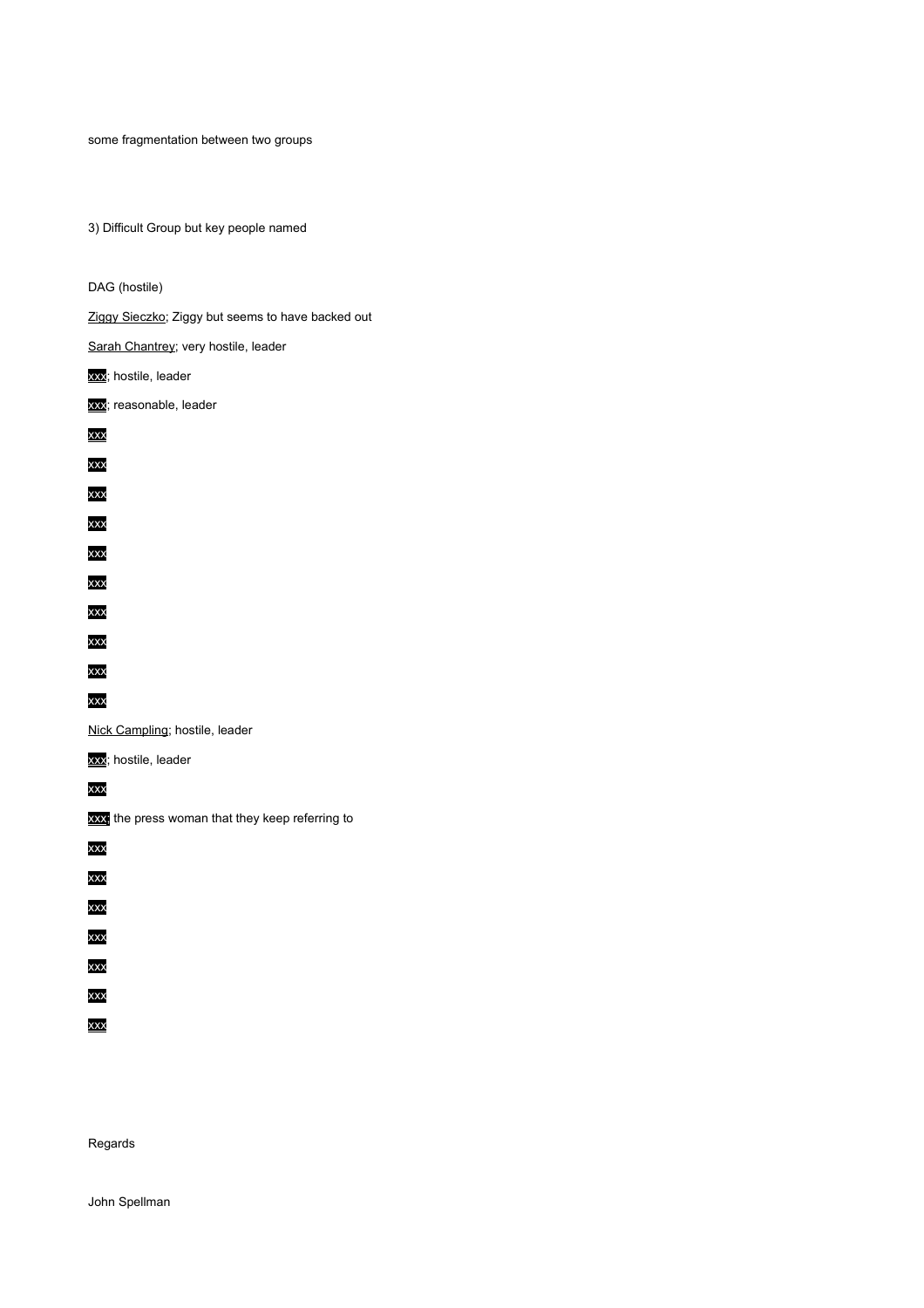some fragmentation between two groups

3) Difficult Group but key people named

DAG (hostile)

Ziggy Sieczko; Ziggy but seems to have backed out

Sarah Chantrey; very hostile, leader

xxx; hostile, leader

xxx; reasonable, leader

xxx

xxx

xxx

xxx

xxx

xxx

xxx

xxx

xxx

xxx

Nick Campling; hostile, leader

xxx; hostile, leader

xxx

xxx; the press woman that they keep referring to

xxx

xxx

xxx

xxx

xxx

xxx

xxx

Regards

John Spellman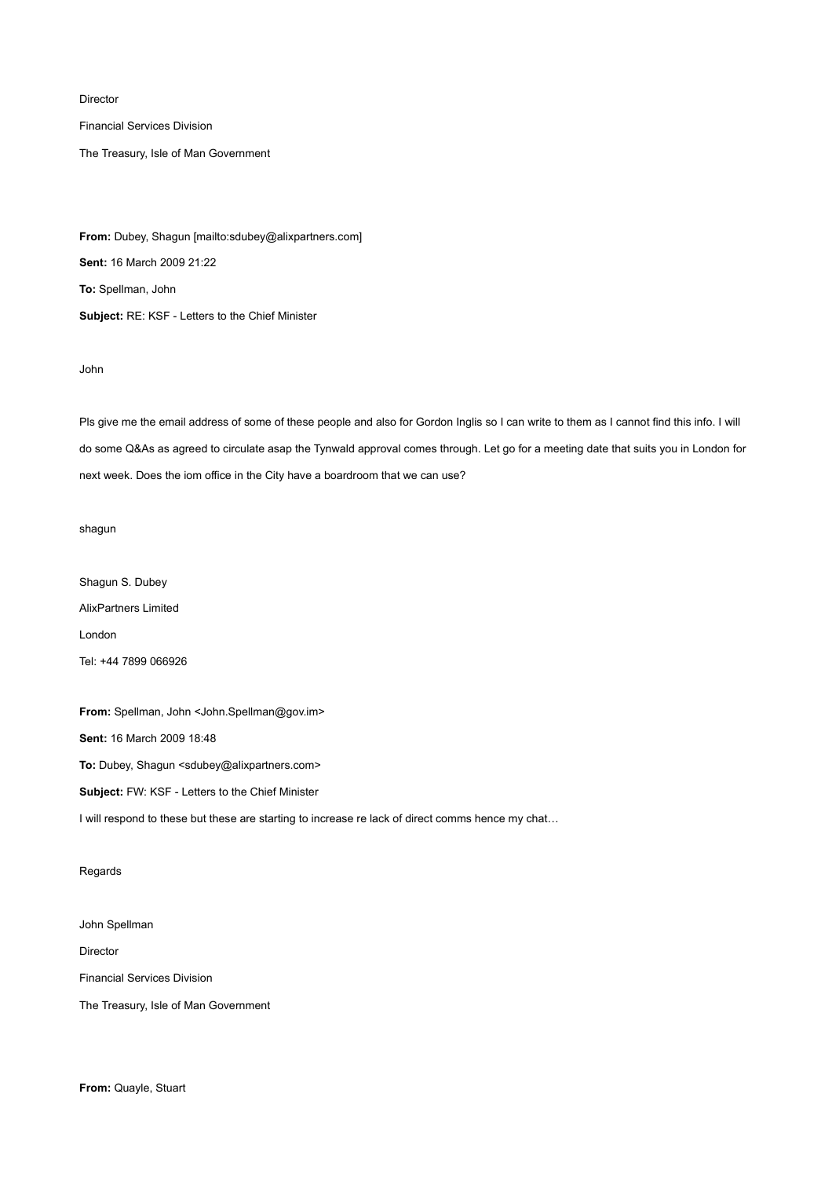Director

Financial Services Division

The Treasury, Isle of Man Government

**From:** Dubey, Shagun [mailto:sdubey@alixpartners.com]

**Sent:** 16 March 2009 21:22

**To:** Spellman, John

**Subject:** RE: KSF - Letters to the Chief Minister

John

Pls give me the email address of some of these people and also for Gordon Inglis so I can write to them as I cannot find this info. I will do some Q&As as agreed to circulate asap the Tynwald approval comes through. Let go for a meeting date that suits you in London for next week. Does the iom office in the City have a boardroom that we can use?

shagun

Shagun S. Dubey

AlixPartners Limited

London

Tel: +44 7899 066926

**From:** Spellman, John <John.Spellman@gov.im>

**Sent:** 16 March 2009 18:48

**To:** Dubey, Shagun <sdubey@alixpartners.com>

**Subject:** FW: KSF - Letters to the Chief Minister

I will respond to these but these are starting to increase re lack of direct comms hence my chat…

Regards

John Spellman

Director

Financial Services Division

The Treasury, Isle of Man Government

**From:** Quayle, Stuart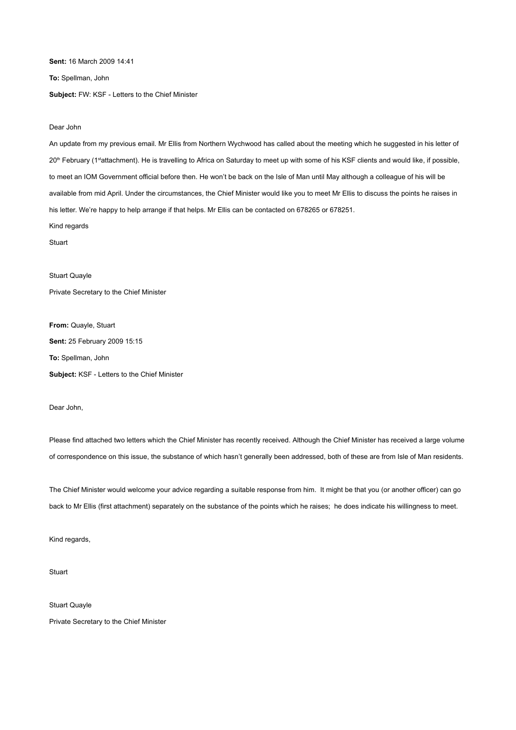**Sent:** 16 March 2009 14:41

**To:** Spellman, John

**Subject:** FW: KSF - Letters to the Chief Minister

Dear John

An update from my previous email. Mr Ellis from Northern Wychwood has called about the meeting which he suggested in his letter of 20th February (1st attachment). He is travelling to Africa on Saturday to meet up with some of his KSF clients and would like, if possible, to meet an IOM Government official before then. He won't be back on the Isle of Man until May although a colleague of his will be available from mid April. Under the circumstances, the Chief Minister would like you to meet Mr Ellis to discuss the points he raises in his letter. We're happy to help arrange if that helps. Mr Ellis can be contacted on 678265 or 678251.

Kind regards

Stuart

Stuart Quayle

Private Secretary to the Chief Minister

**From:** Quayle, Stuart

**Sent:** 25 February 2009 15:15

**To:** Spellman, John

**Subject:** KSF - Letters to the Chief Minister

Dear John,

Please find attached two letters which the Chief Minister has recently received. Although the Chief Minister has received a large volume of correspondence on this issue, the substance of which hasn't generally been addressed, both of these are from Isle of Man residents.

The Chief Minister would welcome your advice regarding a suitable response from him. It might be that you (or another officer) can go back to Mr Ellis (first attachment) separately on the substance of the points which he raises; he does indicate his willingness to meet.

Kind regards,

Stuart

Stuart Quayle

Private Secretary to the Chief Minister